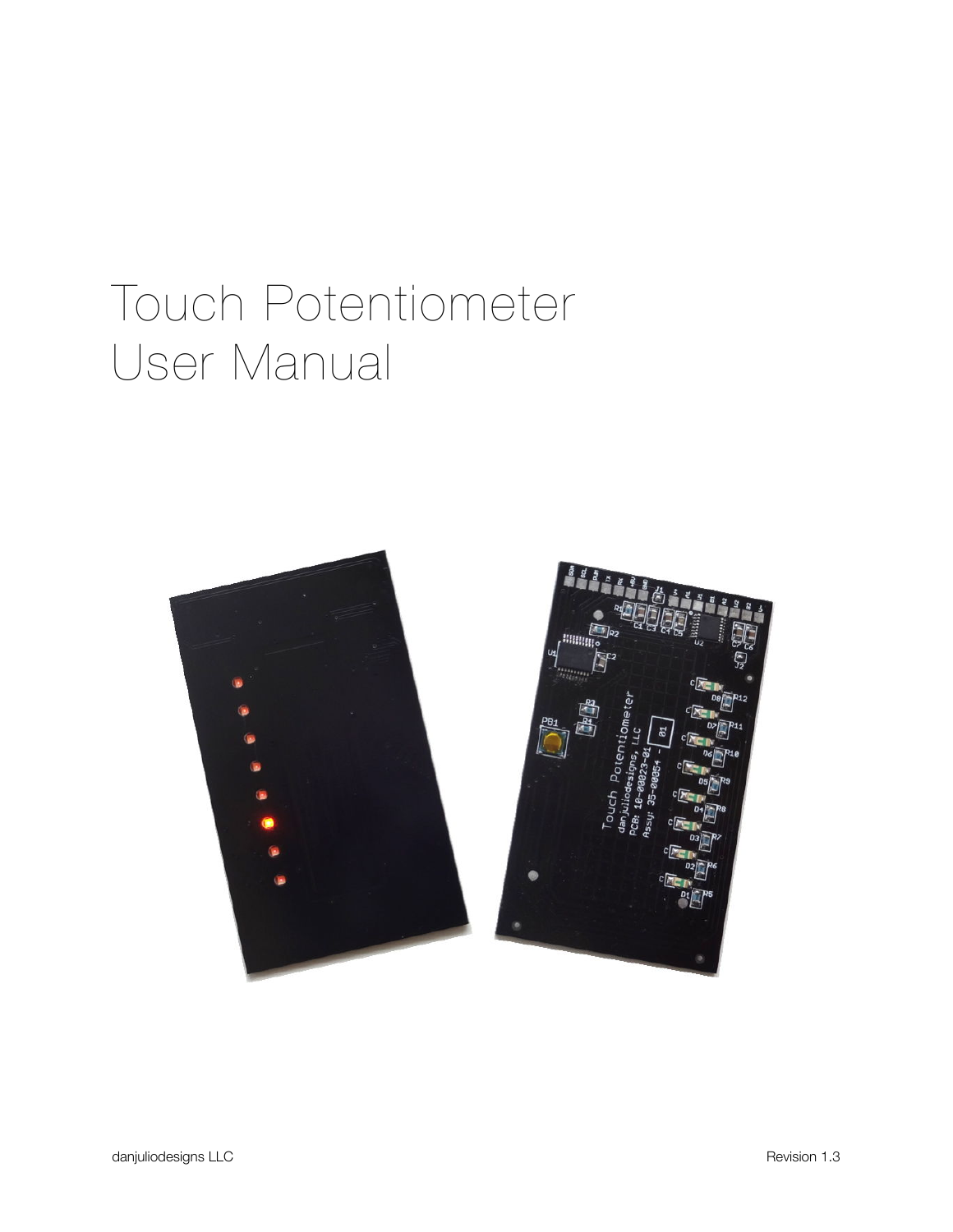# Touch Potentiometer
# User Manual

danjuliodesigns LLC

Revision 1.3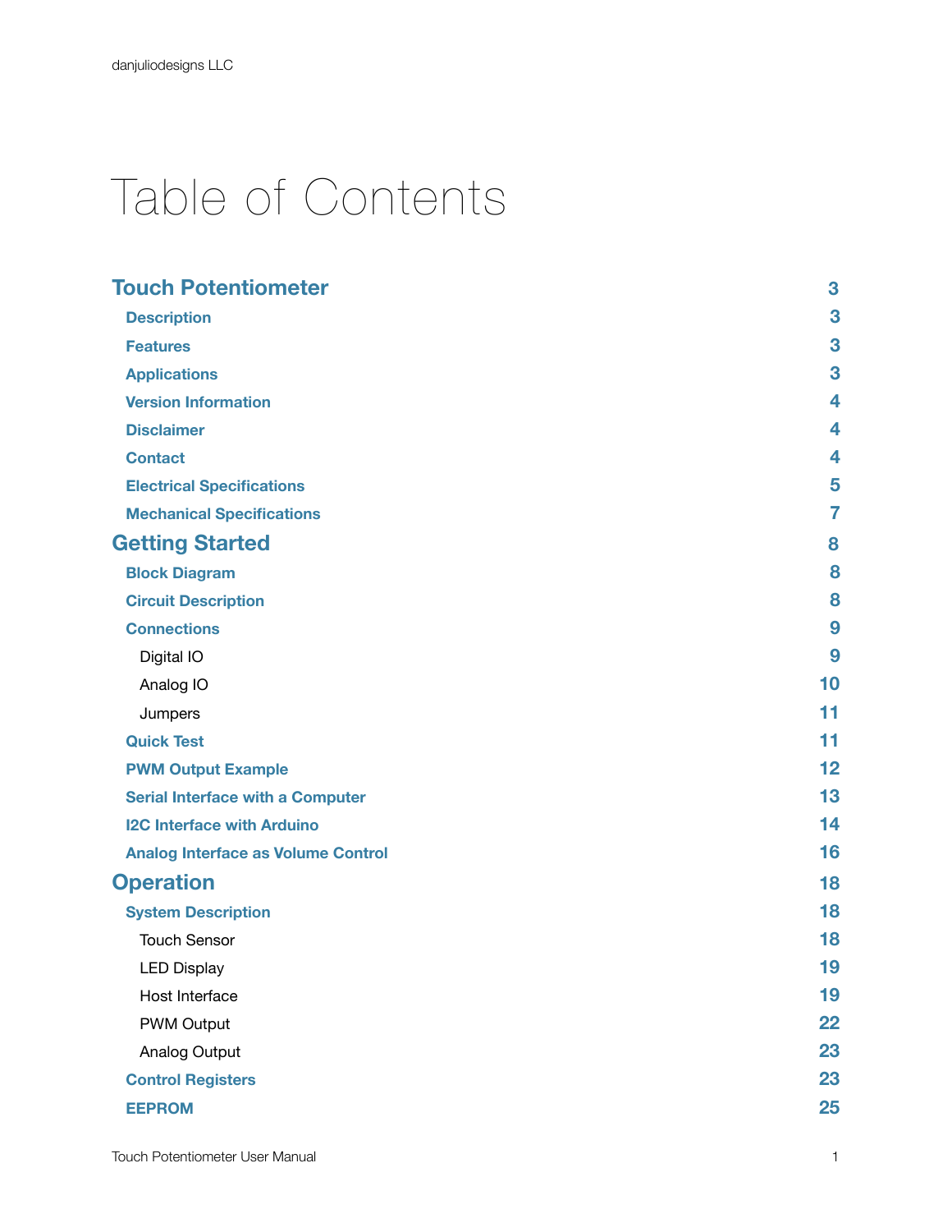# Table of Contents

| | |
|---|---|
| **Touch Potentiometer** | **3** |
| **Description** | **3** |
| **Features** | **3** |
| **Applications** | **3** |
| **Version Information** | **4** |
| **Disclaimer** | **4** |
| **Contact** | **4** |
| **Electrical Specifications** | **5** |
| **Mechanical Specifications** | **7** |
| **Getting Started** | **8** |
| **Block Diagram** | **8** |
| **Circuit Description** | **8** |
| **Connections** | **9** |
| Digital IO | **9** |
| Analog IO | **10** |
| Jumpers | **11** |
| **Quick Test** | **11** |
| **PWM Output Example** | **12** |
| **Serial Interface with a Computer** | **13** |
| **I2C Interface with Arduino** | **14** |
| **Analog Interface as Volume Control** | **16** |
| **Operation** | **18** |
| **System Description** | **18** |
| Touch Sensor | **18** |
| LED Display | **19** |
| Host Interface | **19** |
| PWM Output | **22** |
| Analog Output | **23** |
| **Control Registers** | **23** |
| **EEPROM** | **25** |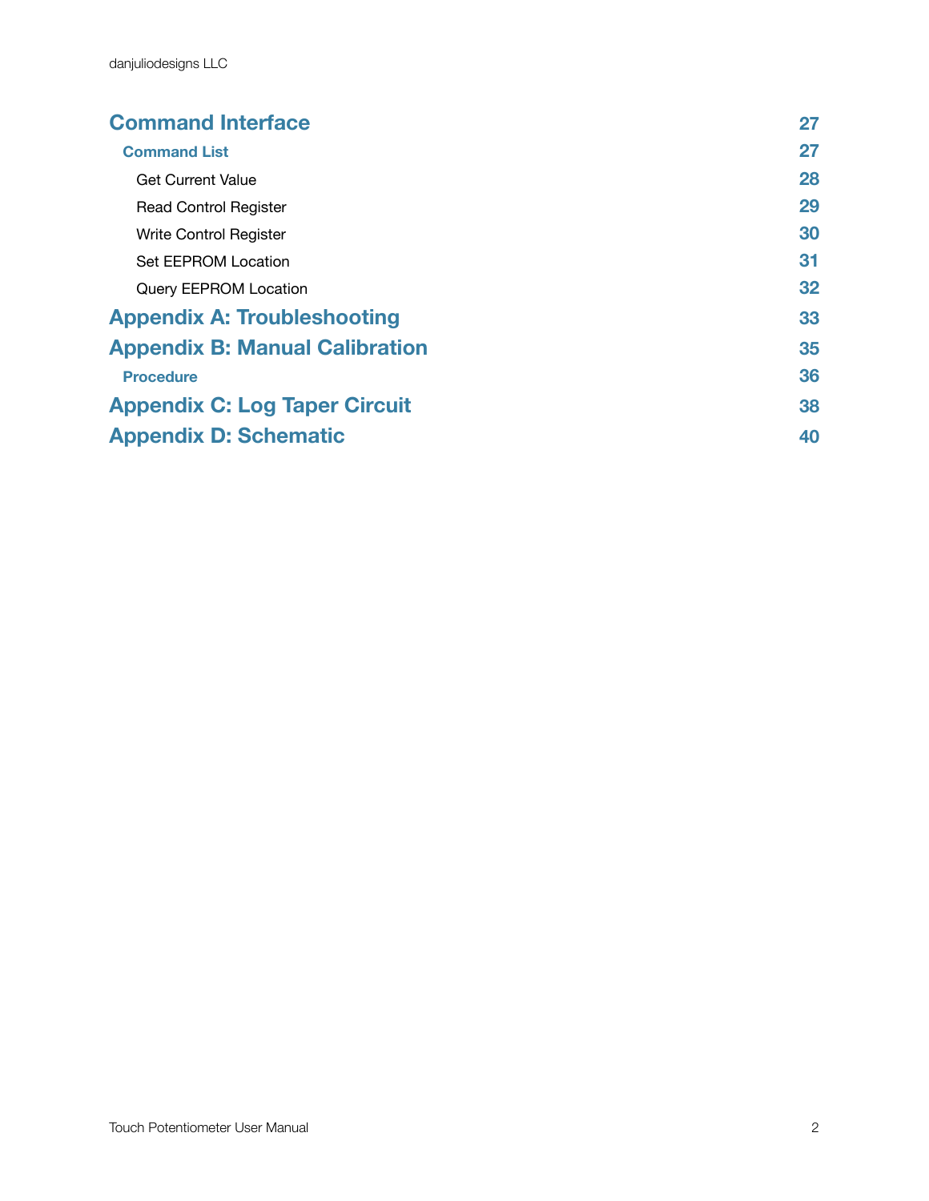| | |
|---|---|
| **Command Interface** | **27** |
| **Command List** | **27** |
| Get Current Value | **28** |
| Read Control Register | **29** |
| Write Control Register | **30** |
| Set EEPROM Location | **31** |
| Query EEPROM Location | **32** |
| **Appendix A: Troubleshooting** | **33** |
| **Appendix B: Manual Calibration** | **35** |
| **Procedure** | **36** |
| **Appendix C: Log Taper Circuit** | **38** |
| **Appendix D: Schematic** | **40** |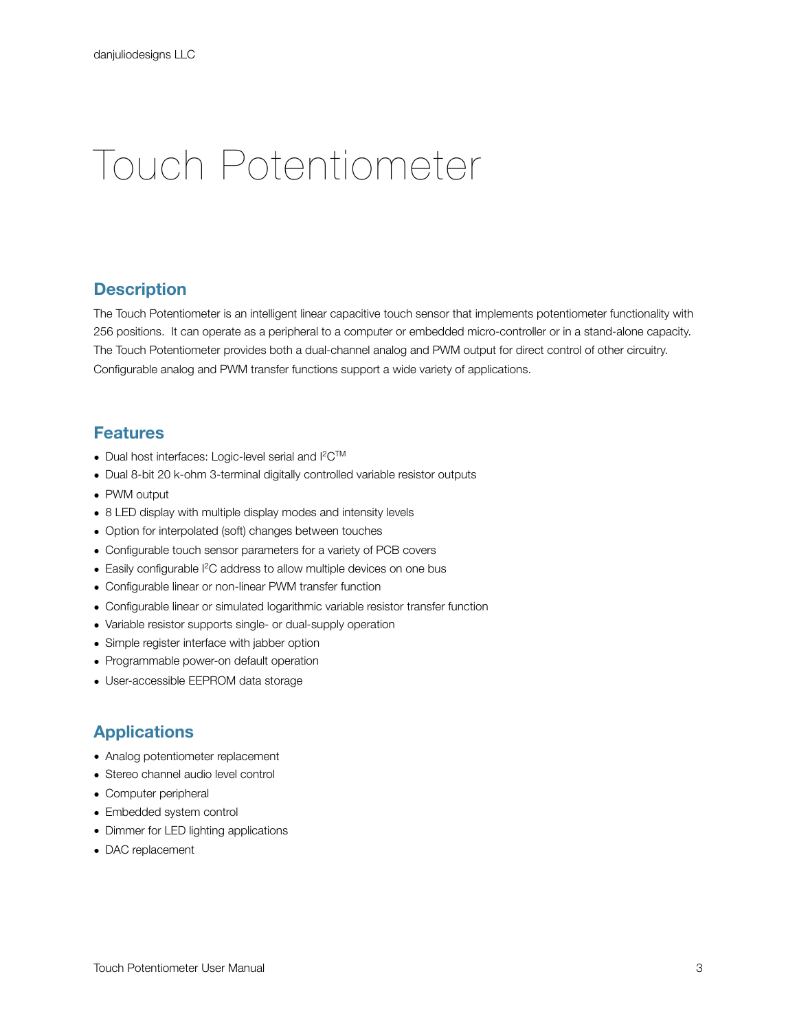# Touch Potentiometer

## Description

The Touch Potentiometer is an intelligent linear capacitive touch sensor that implements potentiometer functionality with 256 positions. It can operate as a peripheral to a computer or embedded micro-controller or in a stand-alone capacity. The Touch Potentiometer provides both a dual-channel analog and PWM output for direct control of other circuitry. Configurable analog and PWM transfer functions support a wide variety of applications.

## Features

- Dual host interfaces: Logic-level serial and $I^2C^{TM}$
- Dual 8-bit 20 k-ohm 3-terminal digitally controlled variable resistor outputs
- PWM output
- 8 LED display with multiple display modes and intensity levels
- Option for interpolated (soft) changes between touches
- Configurable touch sensor parameters for a variety of PCB covers
- Easily configurable $I^2C$ address to allow multiple devices on one bus
- Configurable linear or non-linear PWM transfer function
- Configurable linear or simulated logarithmic variable resistor transfer function
- Variable resistor supports single- or dual-supply operation
- Simple register interface with jabber option
- Programmable power-on default operation
- User-accessible EEPROM data storage

## Applications

- Analog potentiometer replacement
- Stereo channel audio level control
- Computer peripheral
- Embedded system control
- Dimmer for LED lighting applications
- DAC replacement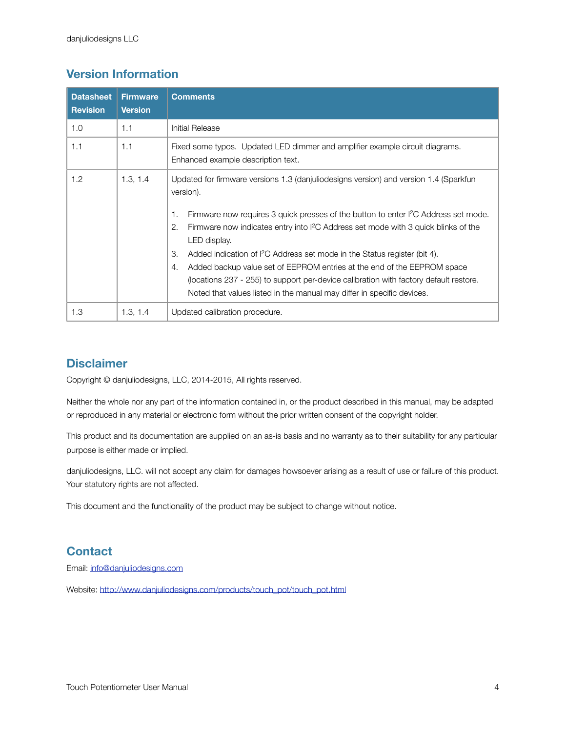## Version Information

| Datasheet Revision | Firmware Version | Comments |
|---|---|---|
| 1.0 | 1.1 | Initial Release |
| 1.1 | 1.1 | Fixed some typos. Updated LED dimmer and amplifier example circuit diagrams. Enhanced example description text. |
| 1.2 | 1.3, 1.4 | Updated for firmware versions 1.3 (danjuliodesigns version) and version 1.4 (Sparkfun version).<br><br>1. Firmware now requires 3 quick presses of the button to enter I²C Address set mode.<br>2. Firmware now indicates entry into I²C Address set mode with 3 quick blinks of the LED display.<br>3. Added indication of I²C Address set mode in the Status register (bit 4).<br>4. Added backup value set of EEPROM entries at the end of the EEPROM space (locations 237 - 255) to support per-device calibration with factory default restore. Noted that values listed in the manual may differ in specific devices. |
| 1.3 | 1.3, 1.4 | Updated calibration procedure. |

## Disclaimer

Copyright © danjuliodesigns, LLC, 2014-2015, All rights reserved.

Neither the whole nor any part of the information contained in, or the product described in this manual, may be adapted or reproduced in any material or electronic form without the prior written consent of the copyright holder.

This product and its documentation are supplied on an as-is basis and no warranty as to their suitability for any particular purpose is either made or implied.

danjuliodesigns, LLC. will not accept any claim for damages howsoever arising as a result of use or failure of this product. Your statutory rights are not affected.

This document and the functionality of the product may be subject to change without notice.

## Contact

Email: info@danjuliodesigns.com

Website: http://www.danjuliodesigns.com/products/touch_pot/touch_pot.html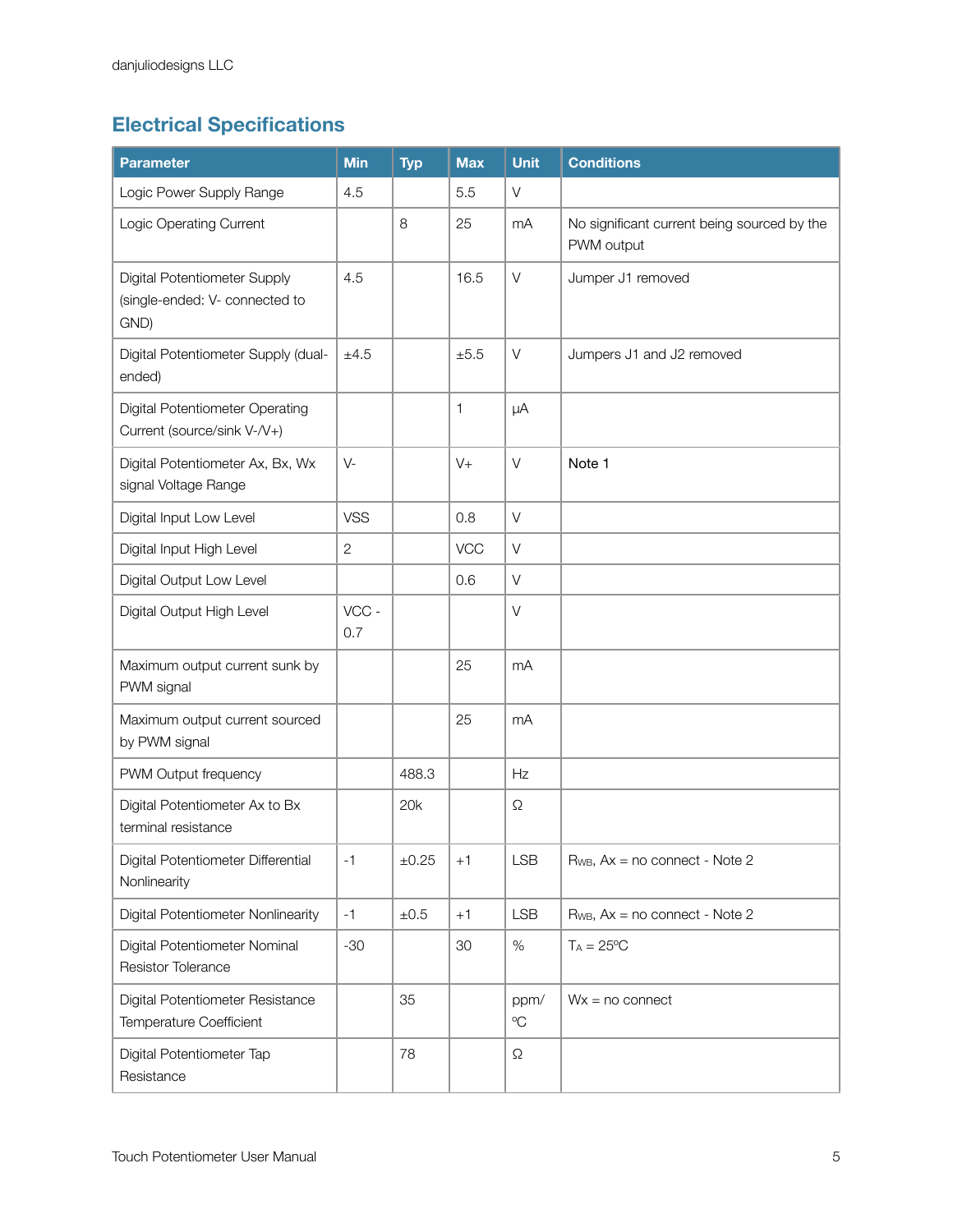## Electrical Specifications

| Parameter | Min | Typ | Max | Unit | Conditions |
|---|---|---|---|---|---|
| Logic Power Supply Range | 4.5 | | 5.5 | V | |
| Logic Operating Current | | 8 | 25 | mA | No significant current being sourced by the PWM output |
| Digital Potentiometer Supply (single-ended: V- connected to GND) | 4.5 | | 16.5 | V | Jumper J1 removed |
| Digital Potentiometer Supply (dual-ended) | ±4.5 | | ±5.5 | V | Jumpers J1 and J2 removed |
| Digital Potentiometer Operating Current (source/sink V-/V+) | | | 1 | µA | |
| Digital Potentiometer Ax, Bx, Wx signal Voltage Range | V- | | V+ | V | Note 1 |
| Digital Input Low Level | VSS | | 0.8 | V | |
| Digital Input High Level | 2 | | VCC | V | |
| Digital Output Low Level | | | 0.6 | V | |
| Digital Output High Level | VCC - 0.7 | | | V | |
| Maximum output current sunk by PWM signal | | | 25 | mA | |
| Maximum output current sourced by PWM signal | | | 25 | mA | |
| PWM Output frequency | | 488.3 | | Hz | |
| Digital Potentiometer Ax to Bx terminal resistance | | 20k | | Ω | |
| Digital Potentiometer Differential Nonlinearity | -1 | ±0.25 | +1 | LSB | $R_{WB}$, Ax = no connect - Note 2 |
| Digital Potentiometer Nonlinearity | -1 | ±0.5 | +1 | LSB | $R_{WB}$, Ax = no connect - Note 2 |
| Digital Potentiometer Nominal Resistor Tolerance | -30 | | 30 | % | $T_A$ = 25ºC |
| Digital Potentiometer Resistance Temperature Coefficient | | 35 | | ppm/ºC | Wx = no connect |
| Digital Potentiometer Tap Resistance | | 78 | | Ω | |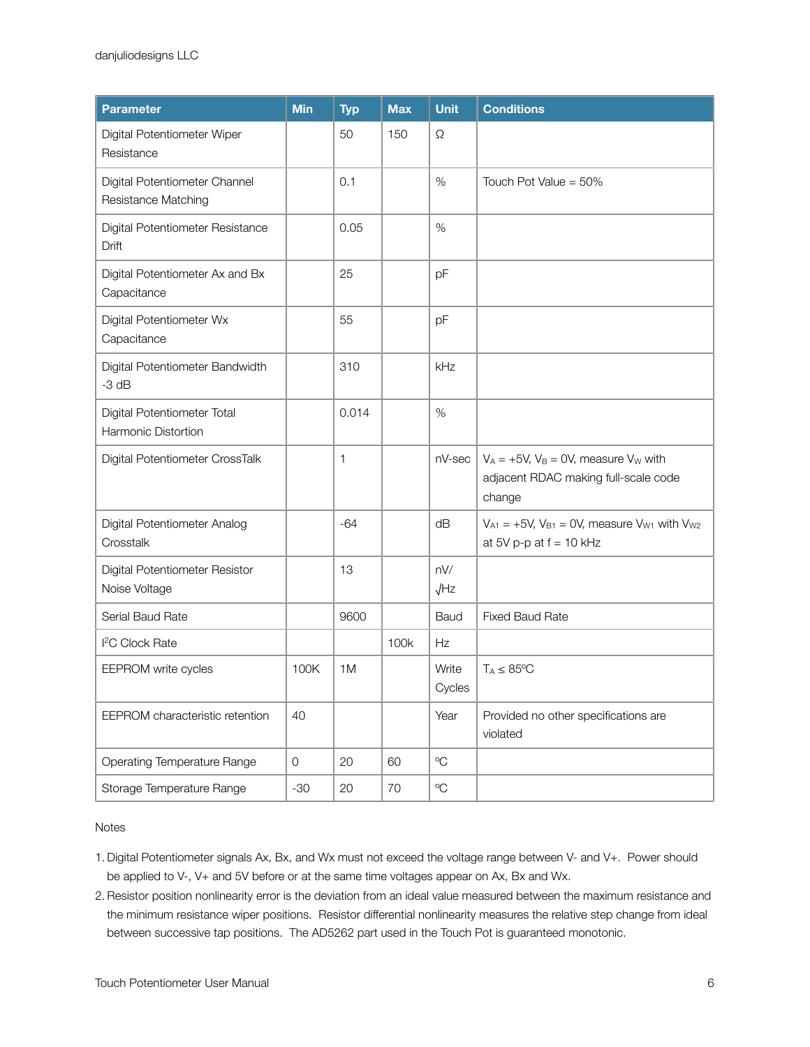| Parameter | Min | Typ | Max | Unit | Conditions |
|---|---|---|---|---|---|
| Digital Potentiometer Wiper Resistance | | 50 | 150 | Ω | |
| Digital Potentiometer Channel Resistance Matching | | 0.1 | | % | Touch Pot Value = 50% |
| Digital Potentiometer Resistance Drift | | 0.05 | | % | |
| Digital Potentiometer Ax and Bx Capacitance | | 25 | | pF | |
| Digital Potentiometer Wx Capacitance | | 55 | | pF | |
| Digital Potentiometer Bandwidth -3 dB | | 310 | | kHz | |
| Digital Potentiometer Total Harmonic Distortion | | 0.014 | | % | |
| Digital Potentiometer CrossTalk | | 1 | | nV-sec | $V_A$ = +5V, $V_B$ = 0V, measure $V_W$ with adjacent RDAC making full-scale code change |
| Digital Potentiometer Analog Crosstalk | | -64 | | dB | $V_{A1}$ = +5V, $V_{B1}$ = 0V, measure $V_{W1}$ with $V_{W2}$ at 5V p-p at f = 10 kHz |
| Digital Potentiometer Resistor Noise Voltage | | 13 | | nV/√Hz | |
| Serial Baud Rate | | 9600 | | Baud | Fixed Baud Rate |
| I²C Clock Rate | | | 100k | Hz | |
| EEPROM write cycles | 100K | 1M | | Write Cycles | $T_A$ ≤ 85ºC |
| EEPROM characteristic retention | 40 | | | Year | Provided no other specifications are violated |
| Operating Temperature Range | 0 | 20 | 60 | ºC | |
| Storage Temperature Range | -30 | 20 | 70 | ºC | |

Notes

1. Digital Potentiometer signals Ax, Bx, and Wx must not exceed the voltage range between V- and V+. Power should be applied to V-, V+ and 5V before or at the same time voltages appear on Ax, Bx and Wx.
2. Resistor position nonlinearity error is the deviation from an ideal value measured between the maximum resistance and the minimum resistance wiper positions. Resistor differential nonlinearity measures the relative step change from ideal between successive tap positions. The AD5262 part used in the Touch Pot is guaranteed monotonic.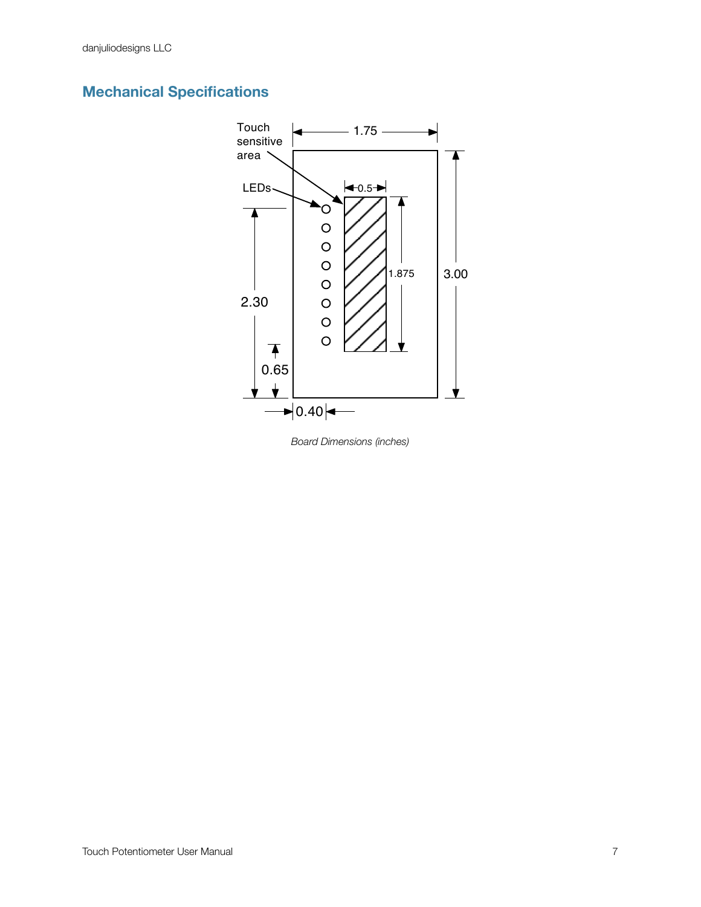## Mechanical Specifications

Touch sensitive area

LEDs

1.75

0.5

1.875

3.00

2.30

0.65

0.40

*Board Dimensions (inches)*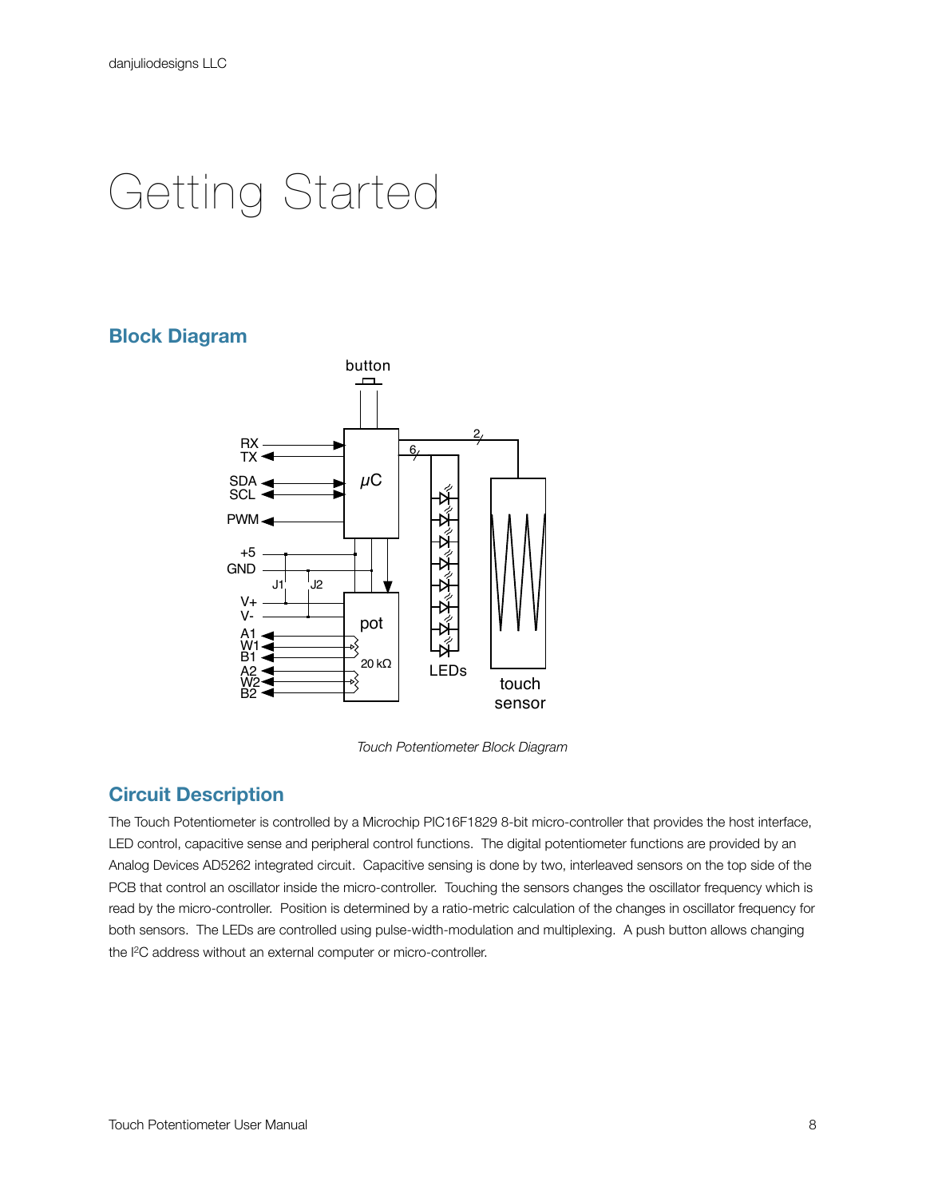# Getting Started

## Block Diagram

button

RX
TX
SDA
SCL
PWM
+5
GND
J1
J2
V+
V-
A1
W1
B1
A2
W2
B2

μC

6

2

pot

20 kΩ

LEDs

touch
sensor

*Touch Potentiometer Block Diagram*

## Circuit Description

The Touch Potentiometer is controlled by a Microchip PIC16F1829 8-bit micro-controller that provides the host interface, LED control, capacitive sense and peripheral control functions. The digital potentiometer functions are provided by an Analog Devices AD5262 integrated circuit. Capacitive sensing is done by two, interleaved sensors on the top side of the PCB that control an oscillator inside the micro-controller. Touching the sensors changes the oscillator frequency which is read by the micro-controller. Position is determined by a ratio-metric calculation of the changes in oscillator frequency for both sensors. The LEDs are controlled using pulse-width-modulation and multiplexing. A push button allows changing the I²C address without an external computer or micro-controller.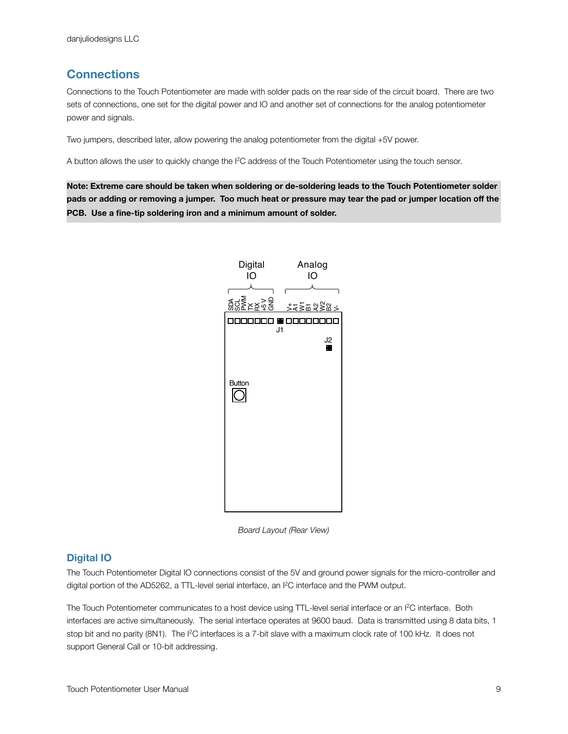## Connections

Connections to the Touch Potentiometer are made with solder pads on the rear side of the circuit board. There are two sets of connections, one set for the digital power and IO and another set of connections for the analog potentiometer power and signals.

Two jumpers, described later, allow powering the analog potentiometer from the digital +5V power.

A button allows the user to quickly change the I²C address of the Touch Potentiometer using the touch sensor.

**Note: Extreme care should be taken when soldering or de-soldering leads to the Touch Potentiometer solder pads or adding or removing a jumper. Too much heat or pressure may tear the pad or jumper location off the PCB. Use a fine-tip soldering iron and a minimum amount of solder.**

Digital IO

Analog IO

SDA SCL PWM TX RX +5 V GND

V+ A1 W1 B1 A2 W2 B2 V-

J1

J2

Button

*Board Layout (Rear View)*

## Digital IO

The Touch Potentiometer Digital IO connections consist of the 5V and ground power signals for the micro-controller and digital portion of the AD5262, a TTL-level serial interface, an I²C interface and the PWM output.

The Touch Potentiometer communicates to a host device using TTL-level serial interface or an I²C interface. Both interfaces are active simultaneously. The serial interface operates at 9600 baud. Data is transmitted using 8 data bits, 1 stop bit and no parity (8N1). The I²C interfaces is a 7-bit slave with a maximum clock rate of 100 kHz. It does not support General Call or 10-bit addressing.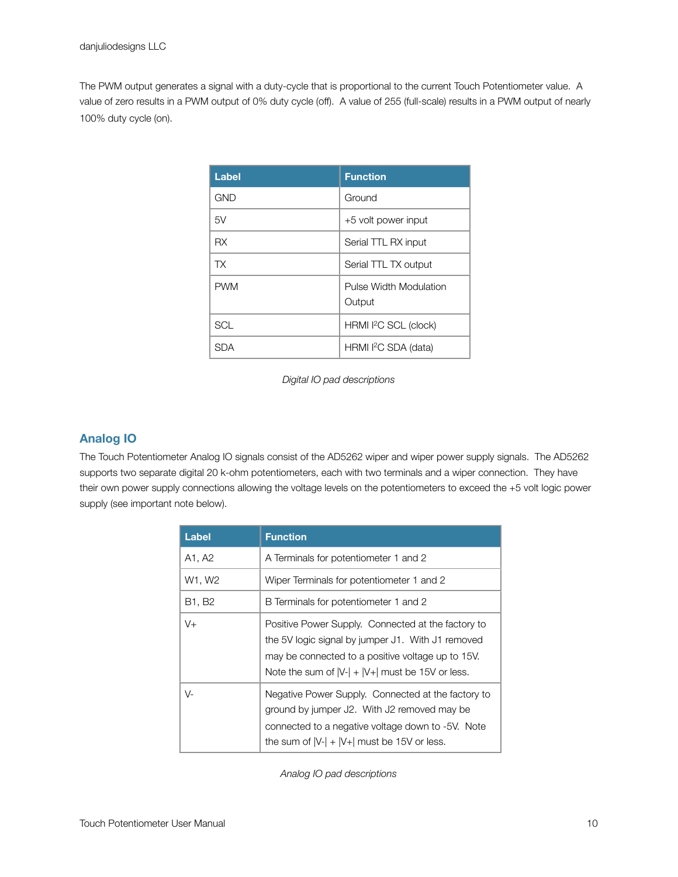The PWM output generates a signal with a duty-cycle that is proportional to the current Touch Potentiometer value. A value of zero results in a PWM output of 0% duty cycle (off). A value of 255 (full-scale) results in a PWM output of nearly 100% duty cycle (on).

| Label | Function |
| --- | --- |
| GND | Ground |
| 5V | +5 volt power input |
| RX | Serial TTL RX input |
| TX | Serial TTL TX output |
| PWM | Pulse Width Modulation Output |
| SCL | HRMI $I^2C$ SCL (clock) |
| SDA | HRMI $I^2C$ SDA (data) |

*Digital IO pad descriptions*

## Analog IO

The Touch Potentiometer Analog IO signals consist of the AD5262 wiper and wiper power supply signals. The AD5262 supports two separate digital 20 k-ohm potentiometers, each with two terminals and a wiper connection. They have their own power supply connections allowing the voltage levels on the potentiometers to exceed the +5 volt logic power supply (see important note below).

| Label | Function |
| --- | --- |
| A1, A2 | A Terminals for potentiometer 1 and 2 |
| W1, W2 | Wiper Terminals for potentiometer 1 and 2 |
| B1, B2 | B Terminals for potentiometer 1 and 2 |
| V+ | Positive Power Supply. Connected at the factory to the 5V logic signal by jumper J1. With J1 removed may be connected to a positive voltage up to 15V. Note the sum of \|V-\| + \|V+\| must be 15V or less. |
| V- | Negative Power Supply. Connected at the factory to ground by jumper J2. With J2 removed may be connected to a negative voltage down to -5V. Note the sum of \|V-\| + \|V+\| must be 15V or less. |

*Analog IO pad descriptions*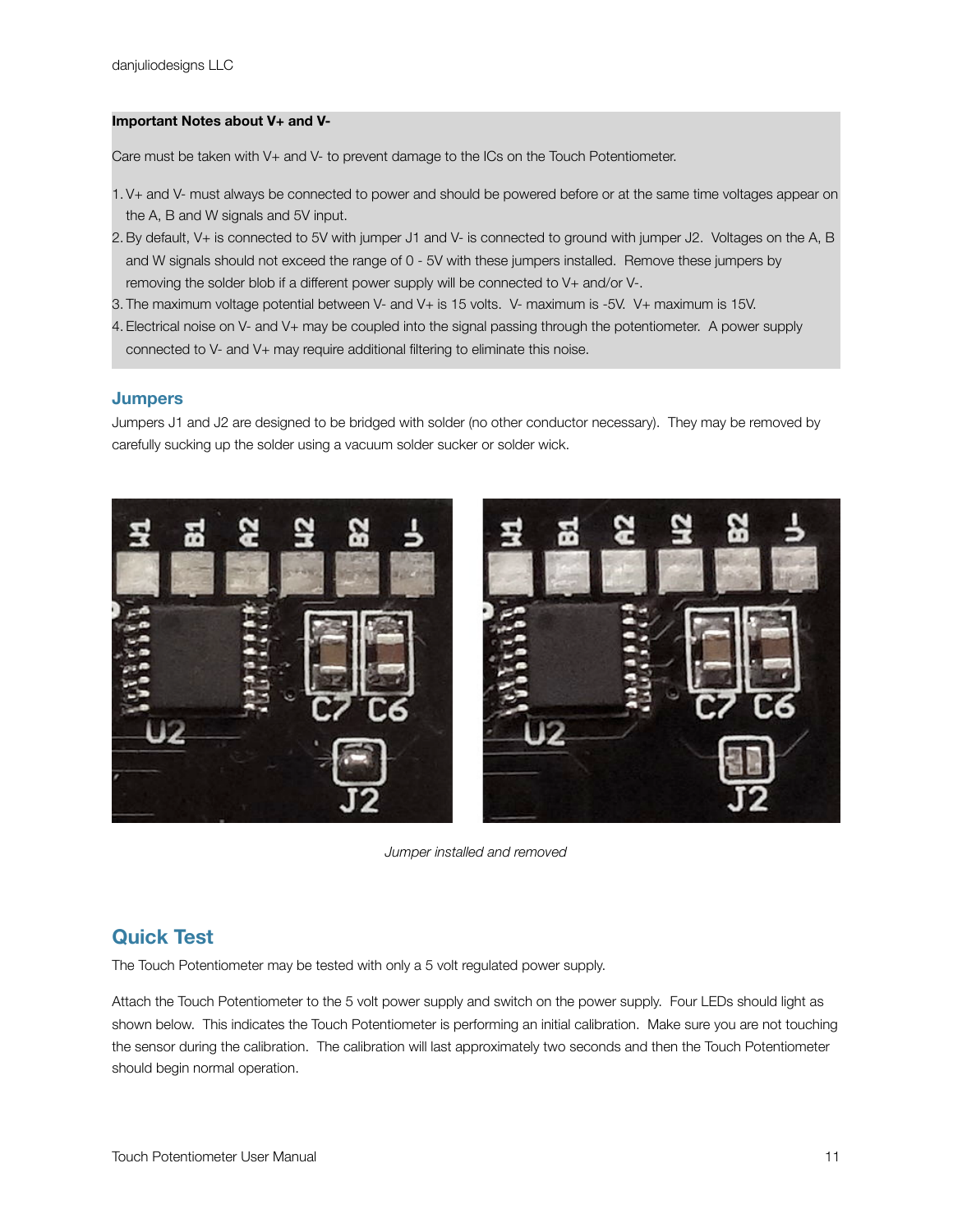**Important Notes about V+ and V-**

Care must be taken with V+ and V- to prevent damage to the ICs on the Touch Potentiometer.

1. V+ and V- must always be connected to power and should be powered before or at the same time voltages appear on the A, B and W signals and 5V input.
2. By default, V+ is connected to 5V with jumper J1 and V- is connected to ground with jumper J2. Voltages on the A, B and W signals should not exceed the range of 0 - 5V with these jumpers installed. Remove these jumpers by removing the solder blob if a different power supply will be connected to V+ and/or V-.
3. The maximum voltage potential between V- and V+ is 15 volts. V- maximum is -5V. V+ maximum is 15V.
4. Electrical noise on V- and V+ may be coupled into the signal passing through the potentiometer. A power supply connected to V- and V+ may require additional filtering to eliminate this noise.

## Jumpers

Jumpers J1 and J2 are designed to be bridged with solder (no other conductor necessary). They may be removed by carefully sucking up the solder using a vacuum solder sucker or solder wick.

*Jumper installed and removed*

## Quick Test

The Touch Potentiometer may be tested with only a 5 volt regulated power supply.

Attach the Touch Potentiometer to the 5 volt power supply and switch on the power supply. Four LEDs should light as shown below. This indicates the Touch Potentiometer is performing an initial calibration. Make sure you are not touching the sensor during the calibration. The calibration will last approximately two seconds and then the Touch Potentiometer should begin normal operation.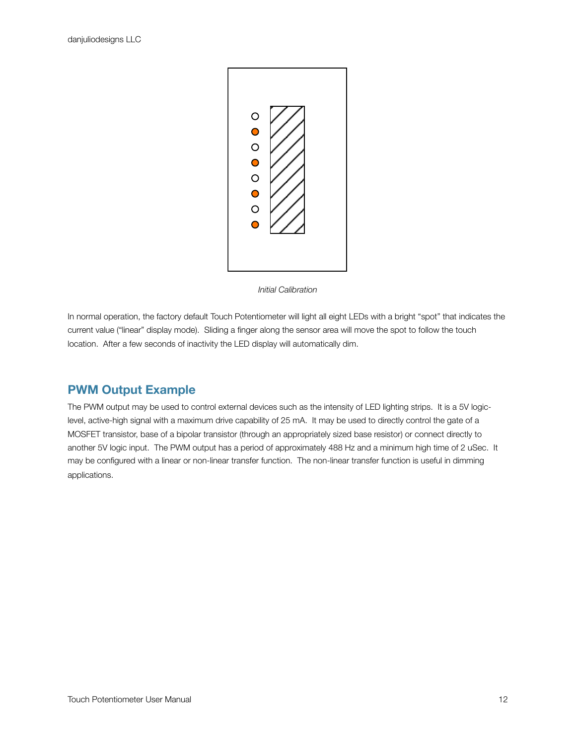*Initial Calibration*

In normal operation, the factory default Touch Potentiometer will light all eight LEDs with a bright “spot” that indicates the current value (“linear” display mode). Sliding a finger along the sensor area will move the spot to follow the touch location. After a few seconds of inactivity the LED display will automatically dim.

## PWM Output Example

The PWM output may be used to control external devices such as the intensity of LED lighting strips. It is a 5V logic-level, active-high signal with a maximum drive capability of 25 mA. It may be used to directly control the gate of a MOSFET transistor, base of a bipolar transistor (through an appropriately sized base resistor) or connect directly to another 5V logic input. The PWM output has a period of approximately 488 Hz and a minimum high time of 2 uSec. It may be configured with a linear or non-linear transfer function. The non-linear transfer function is useful in dimming applications.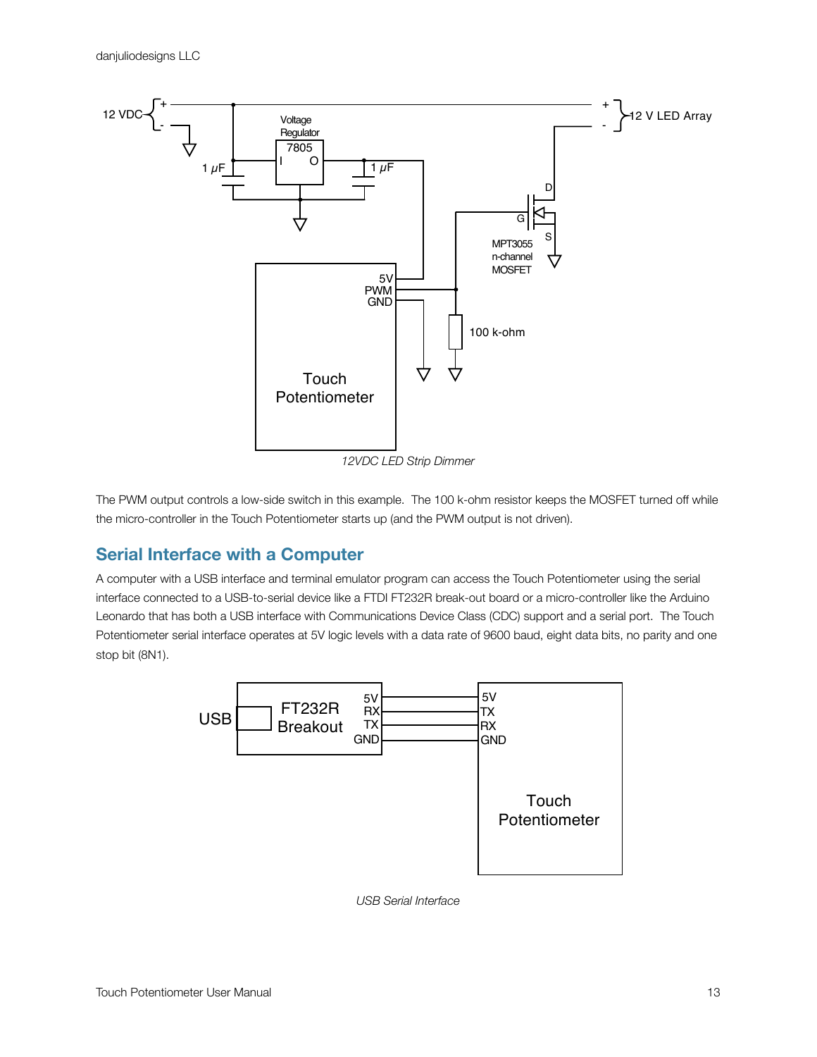12 VDC
+
-
Voltage Regulator
7805
I O
1 μF
1 μF
+
-
12 V LED Array
D
G
S
MPT3055 n-channel MOSFET
5V
PWM
GND
100 k-ohm
Touch Potentiometer

*12VDC LED Strip Dimmer*

The PWM output controls a low-side switch in this example. The 100 k-ohm resistor keeps the MOSFET turned off while the micro-controller in the Touch Potentiometer starts up (and the PWM output is not driven).

## Serial Interface with a Computer

A computer with a USB interface and terminal emulator program can access the Touch Potentiometer using the serial interface connected to a USB-to-serial device like a FTDI FT232R break-out board or a micro-controller like the Arduino Leonardo that has both a USB interface with Communications Device Class (CDC) support and a serial port. The Touch Potentiometer serial interface operates at 5V logic levels with a data rate of 9600 baud, eight data bits, no parity and one stop bit (8N1).

USB
FT232R Breakout
5V
RX
TX
GND
5V
TX
RX
GND
Touch Potentiometer

*USB Serial Interface*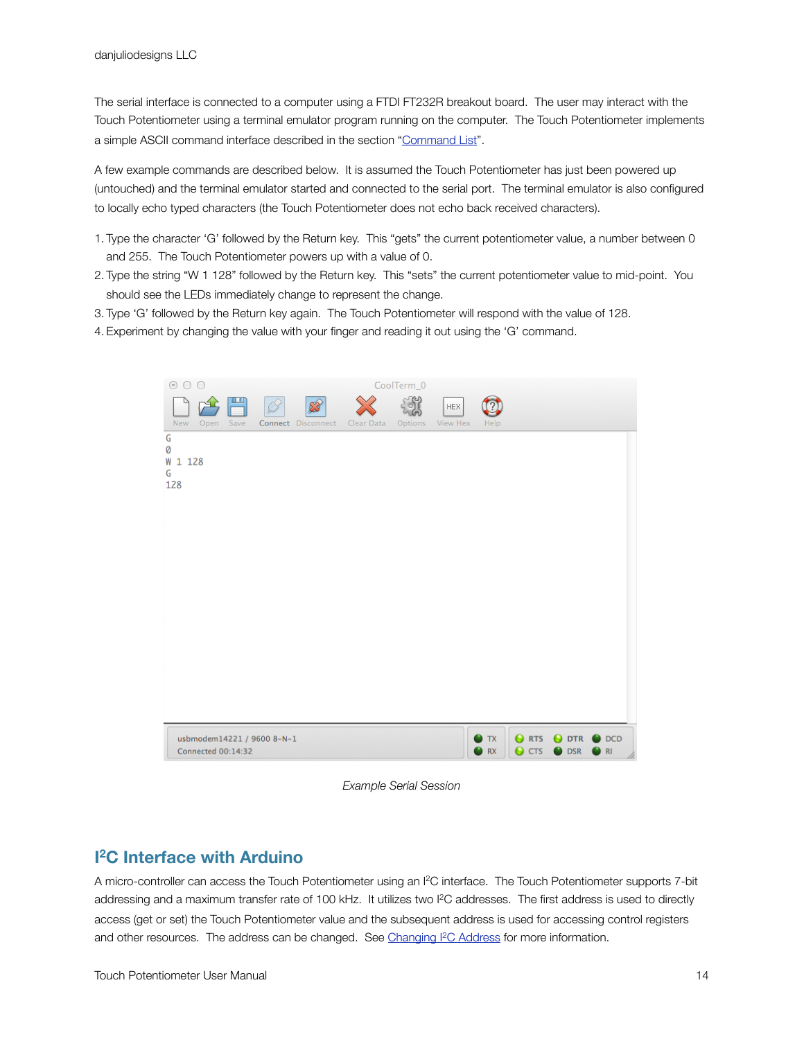The serial interface is connected to a computer using a FTDI FT232R breakout board. The user may interact with the Touch Potentiometer using a terminal emulator program running on the computer. The Touch Potentiometer implements a simple ASCII command interface described in the section "Command List".

A few example commands are described below. It is assumed the Touch Potentiometer has just been powered up (untouched) and the terminal emulator started and connected to the serial port. The terminal emulator is also configured to locally echo typed characters (the Touch Potentiometer does not echo back received characters).

1. Type the character 'G' followed by the Return key. This "gets" the current potentiometer value, a number between 0 and 255. The Touch Potentiometer powers up with a value of 0.
2. Type the string "W 1 128" followed by the Return key. This "sets" the current potentiometer value to mid-point. You should see the LEDs immediately change to represent the change.
3. Type 'G' followed by the Return key again. The Touch Potentiometer will respond with the value of 128.
4. Experiment by changing the value with your finger and reading it out using the 'G' command.

CoolTerm_0

New Open Save Connect Disconnect Clear Data Options View Hex Help

```
G
0
W 1 128
G
128
```

usbmodem14221 / 9600 8-N-1
Connected 00:14:32

TX RX RTS CTS DTR DSR DCD RI

*Example Serial Session*

## I²C Interface with Arduino

A micro-controller can access the Touch Potentiometer using an I²C interface. The Touch Potentiometer supports 7-bit addressing and a maximum transfer rate of 100 kHz. It utilizes two I²C addresses. The first address is used to directly access (get or set) the Touch Potentiometer value and the subsequent address is used for accessing control registers and other resources. The address can be changed. See Changing I²C Address for more information.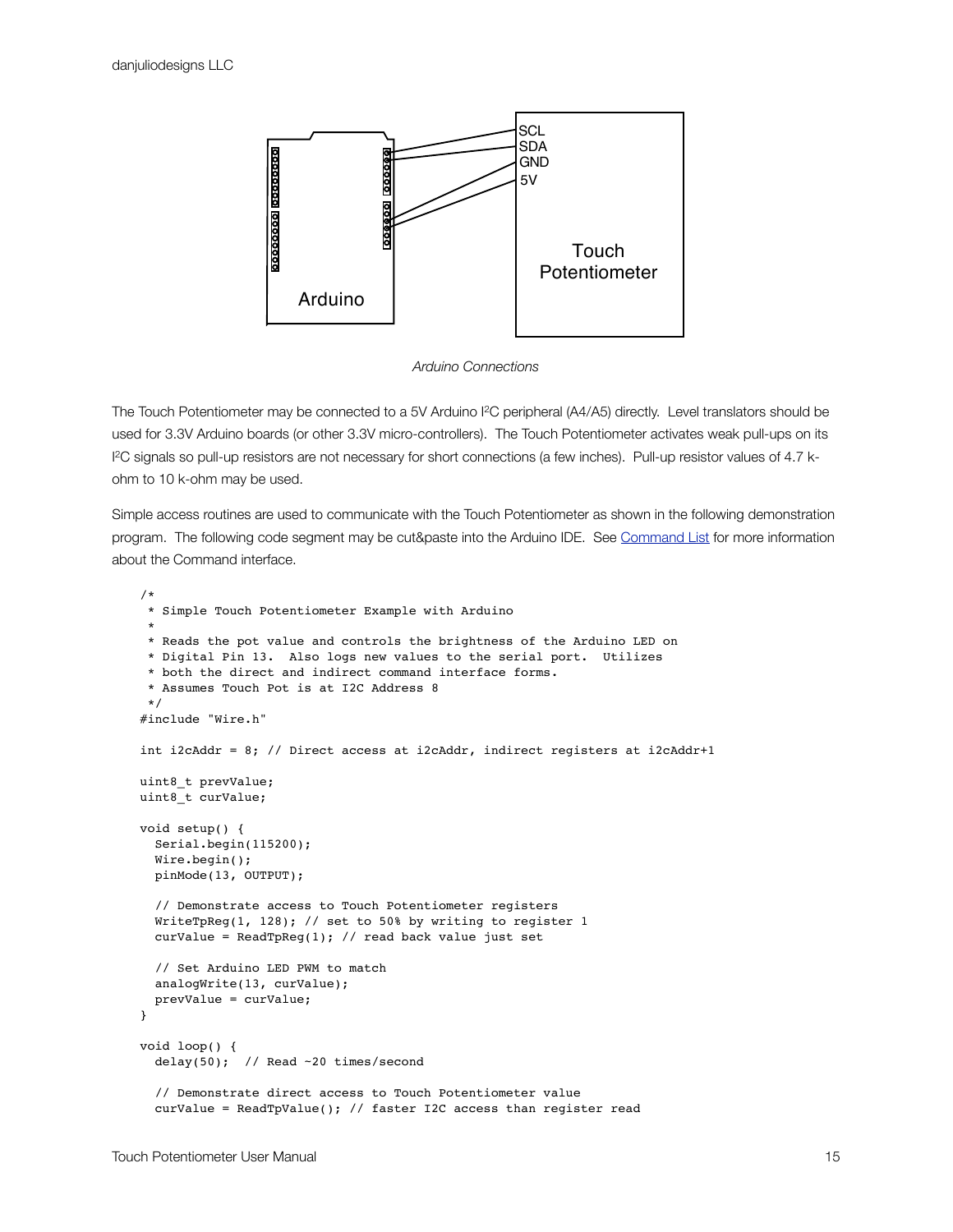SCL
SDA
GND
5V

Touch Potentiometer

Arduino

*Arduino Connections*

The Touch Potentiometer may be connected to a 5V Arduino I²C peripheral (A4/A5) directly. Level translators should be used for 3.3V Arduino boards (or other 3.3V micro-controllers). The Touch Potentiometer activates weak pull-ups on its I²C signals so pull-up resistors are not necessary for short connections (a few inches). Pull-up resistor values of 4.7 k-ohm to 10 k-ohm may be used.

Simple access routines are used to communicate with the Touch Potentiometer as shown in the following demonstration program. The following code segment may be cut&paste into the Arduino IDE. See Command List for more information about the Command interface.

```
/*
 * Simple Touch Potentiometer Example with Arduino
 *
 * Reads the pot value and controls the brightness of the Arduino LED on
 * Digital Pin 13.  Also logs new values to the serial port.  Utilizes
 * both the direct and indirect command interface forms.
 * Assumes Touch Pot is at I2C Address 8
 */
#include "Wire.h"

int i2cAddr = 8; // Direct access at i2cAddr, indirect registers at i2cAddr+1

uint8_t prevValue;
uint8_t curValue;

void setup() {
  Serial.begin(115200);
  Wire.begin();
  pinMode(13, OUTPUT);

  // Demonstrate access to Touch Potentiometer registers
  WriteTpReg(1, 128); // set to 50% by writing to register 1
  curValue = ReadTpReg(1); // read back value just set

  // Set Arduino LED PWM to match
  analogWrite(13, curValue);
  prevValue = curValue;
}

void loop() {
  delay(50);  // Read ~20 times/second

  // Demonstrate direct access to Touch Potentiometer value
  curValue = ReadTpValue(); // faster I2C access than register read
```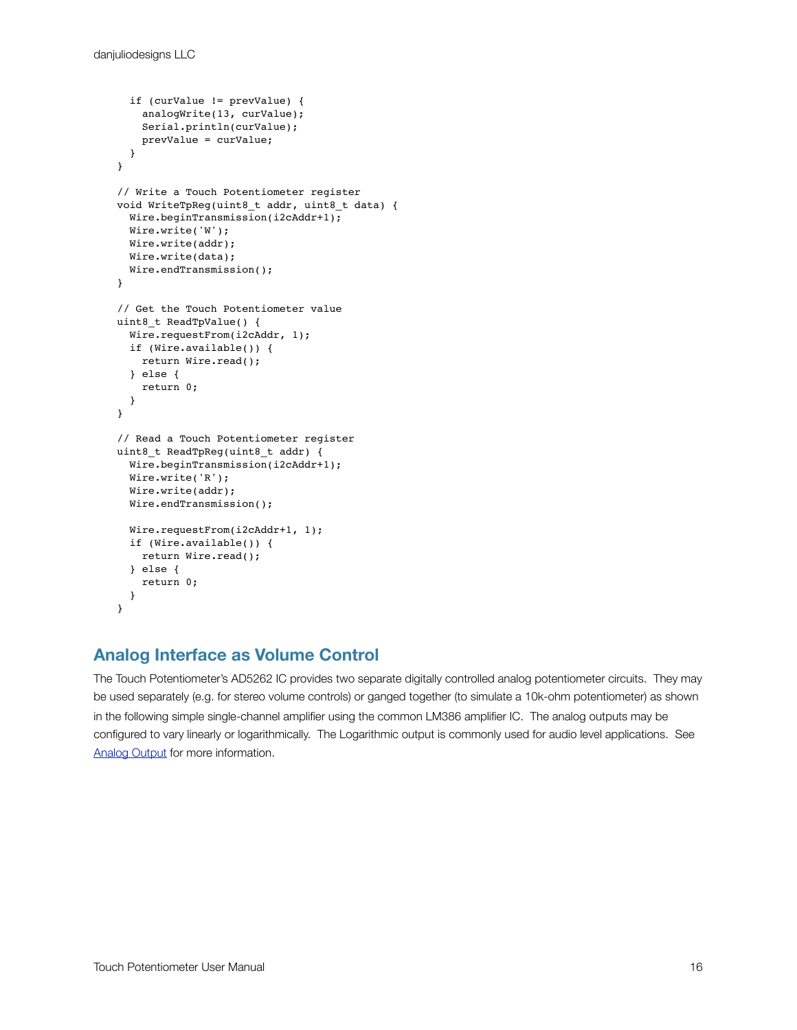```
    if (curValue != prevValue) {
      analogWrite(13, curValue);
      Serial.println(curValue);
      prevValue = curValue;
    }
  }

  // Write a Touch Potentiometer register
  void WriteTpReg(uint8_t addr, uint8_t data) {
    Wire.beginTransmission(i2cAddr+1);
    Wire.write('W');
    Wire.write(addr);
    Wire.write(data);
    Wire.endTransmission();
  }

  // Get the Touch Potentiometer value
  uint8_t ReadTpValue() {
    Wire.requestFrom(i2cAddr, 1);
    if (Wire.available()) {
      return Wire.read();
    } else {
      return 0;
    }
  }

  // Read a Touch Potentiometer register
  uint8_t ReadTpReg(uint8_t addr) {
    Wire.beginTransmission(i2cAddr+1);
    Wire.write('R');
    Wire.write(addr);
    Wire.endTransmission();

    Wire.requestFrom(i2cAddr+1, 1);
    if (Wire.available()) {
      return Wire.read();
    } else {
      return 0;
    }
  }
```

## Analog Interface as Volume Control

The Touch Potentiometer's AD5262 IC provides two separate digitally controlled analog potentiometer circuits. They may be used separately (e.g. for stereo volume controls) or ganged together (to simulate a 10k-ohm potentiometer) as shown in the following simple single-channel amplifier using the common LM386 amplifier IC. The analog outputs may be configured to vary linearly or logarithmically. The Logarithmic output is commonly used for audio level applications. See Analog Output for more information.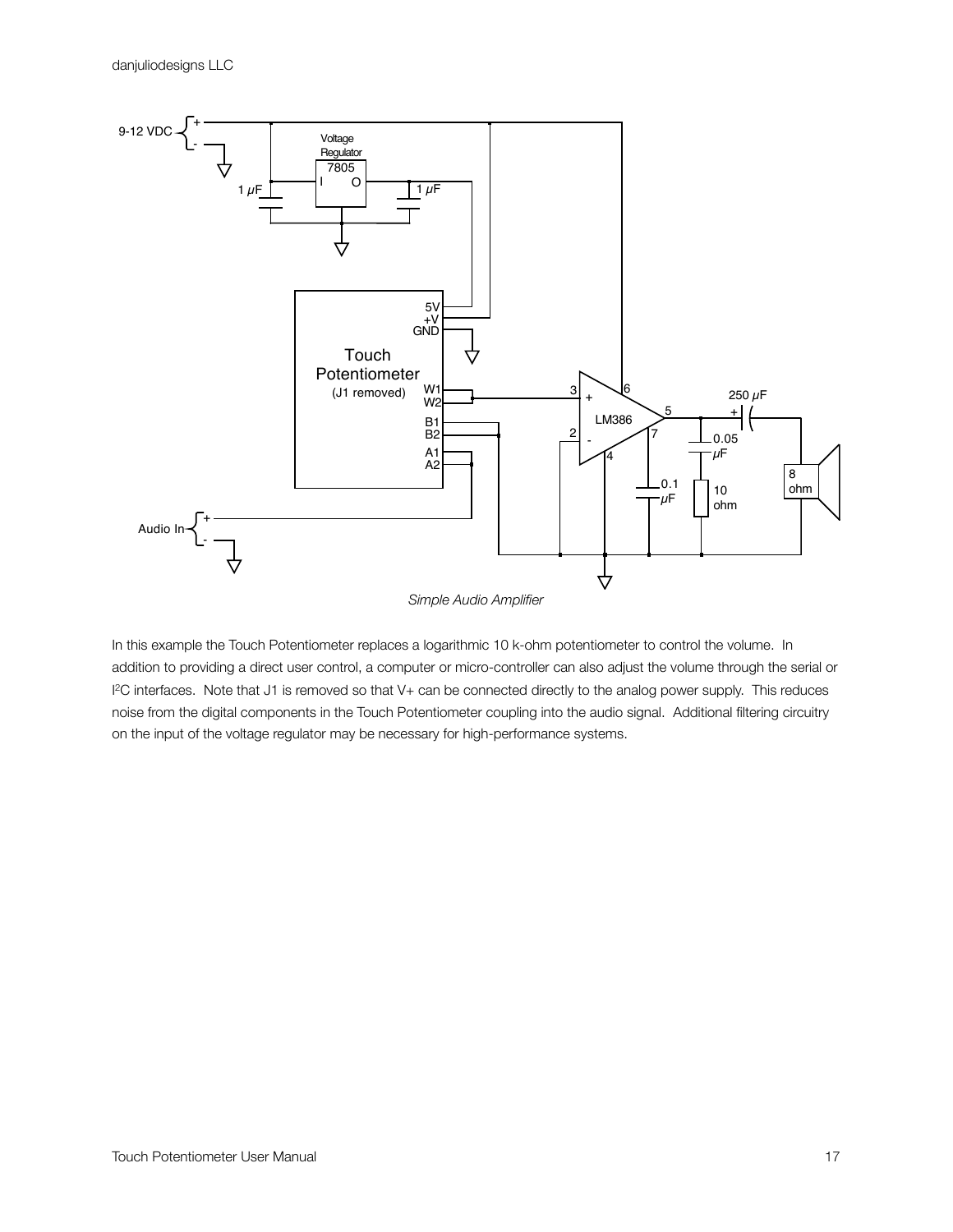9-12 VDC
+
-
Voltage
Regulator
7805
I
O
1 μF
1 μF
Touch
Potentiometer
(J1 removed)
5V
+V
GND
W1
W2
B1
B2
A1
A2
Audio In
+
-
3
+
2
-
6
LM386
5
7
4
0.1
μF
250 μF
+
0.05
μF
10
ohm
8
ohm

*Simple Audio Amplifier*

In this example the Touch Potentiometer replaces a logarithmic 10 k-ohm potentiometer to control the volume. In addition to providing a direct user control, a computer or micro-controller can also adjust the volume through the serial or I[2]C interfaces. Note that J1 is removed so that V+ can be connected directly to the analog power supply. This reduces noise from the digital components in the Touch Potentiometer coupling into the audio signal. Additional filtering circuitry on the input of the voltage regulator may be necessary for high-performance systems.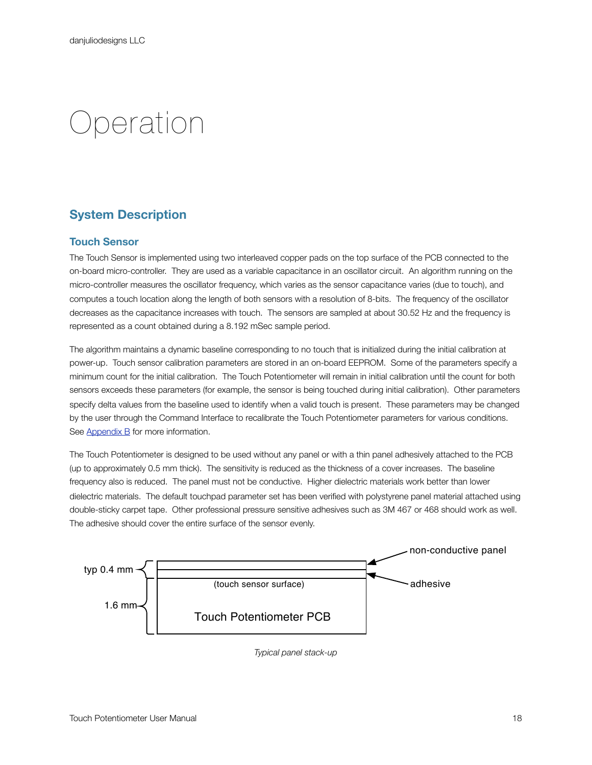# Operation

## System Description

### Touch Sensor

The Touch Sensor is implemented using two interleaved copper pads on the top surface of the PCB connected to the on-board micro-controller. They are used as a variable capacitance in an oscillator circuit. An algorithm running on the micro-controller measures the oscillator frequency, which varies as the sensor capacitance varies (due to touch), and computes a touch location along the length of both sensors with a resolution of 8-bits. The frequency of the oscillator decreases as the capacitance increases with touch. The sensors are sampled at about 30.52 Hz and the frequency is represented as a count obtained during a 8.192 mSec sample period.

The algorithm maintains a dynamic baseline corresponding to no touch that is initialized during the initial calibration at power-up. Touch sensor calibration parameters are stored in an on-board EEPROM. Some of the parameters specify a minimum count for the initial calibration. The Touch Potentiometer will remain in initial calibration until the count for both sensors exceeds these parameters (for example, the sensor is being touched during initial calibration). Other parameters specify delta values from the baseline used to identify when a valid touch is present. These parameters may be changed by the user through the Command Interface to recalibrate the Touch Potentiometer parameters for various conditions. See Appendix B for more information.

The Touch Potentiometer is designed to be used without any panel or with a thin panel adhesively attached to the PCB (up to approximately 0.5 mm thick). The sensitivity is reduced as the thickness of a cover increases. The baseline frequency also is reduced. The panel must not be conductive. Higher dielectric materials work better than lower dielectric materials. The default touchpad parameter set has been verified with polystyrene panel material attached using double-sticky carpet tape. Other professional pressure sensitive adhesives such as 3M 467 or 468 should work as well. The adhesive should cover the entire surface of the sensor evenly.

typ 0.4 mm — non-conductive panel, adhesive

1.6 mm — (touch sensor surface) Touch Potentiometer PCB

*Typical panel stack-up*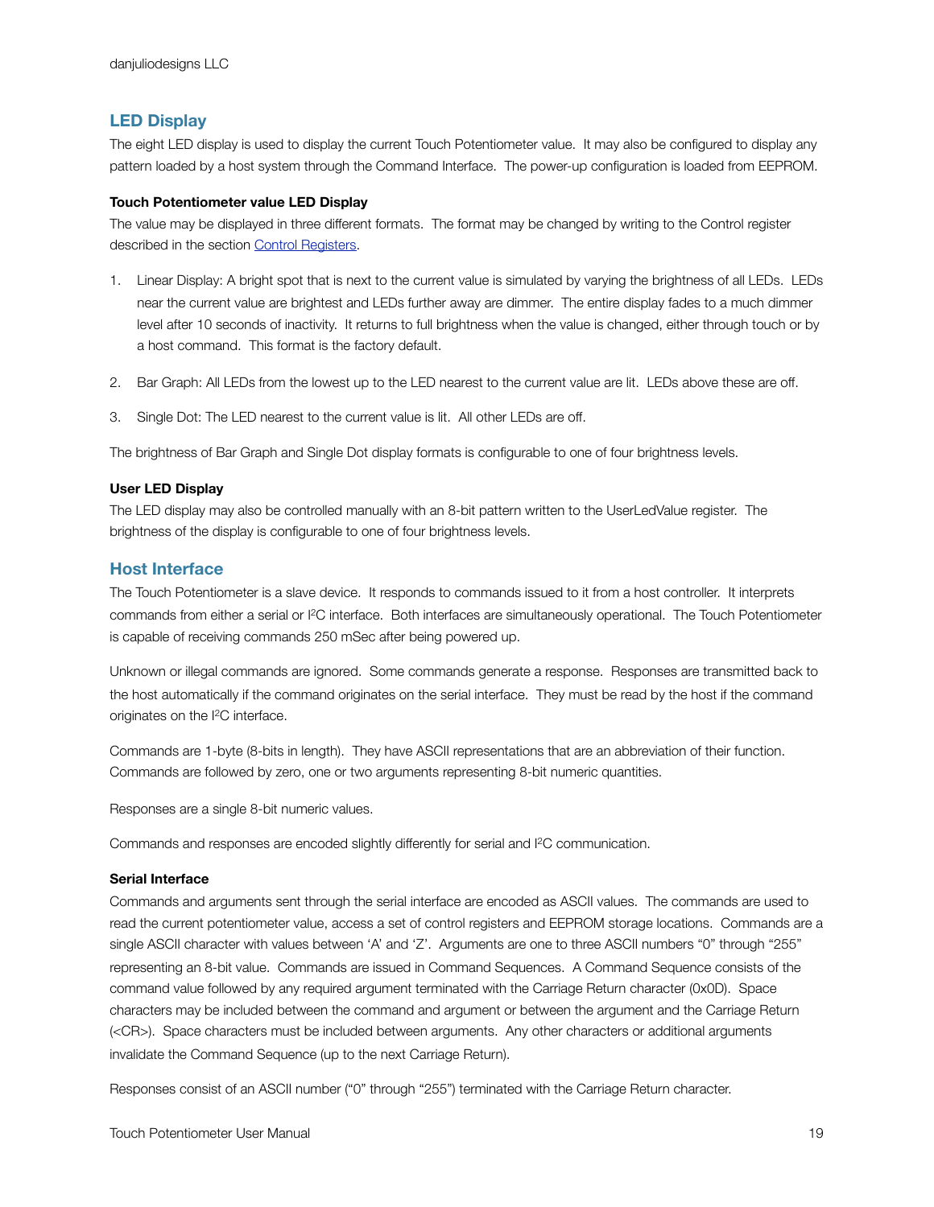## LED Display

The eight LED display is used to display the current Touch Potentiometer value. It may also be configured to display any pattern loaded by a host system through the Command Interface. The power-up configuration is loaded from EEPROM.

### Touch Potentiometer value LED Display

The value may be displayed in three different formats. The format may be changed by writing to the Control register described in the section Control Registers.

1. Linear Display: A bright spot that is next to the current value is simulated by varying the brightness of all LEDs. LEDs near the current value are brightest and LEDs further away are dimmer. The entire display fades to a much dimmer level after 10 seconds of inactivity. It returns to full brightness when the value is changed, either through touch or by a host command. This format is the factory default.

2. Bar Graph: All LEDs from the lowest up to the LED nearest to the current value are lit. LEDs above these are off.

3. Single Dot: The LED nearest to the current value is lit. All other LEDs are off.

The brightness of Bar Graph and Single Dot display formats is configurable to one of four brightness levels.

### User LED Display

The LED display may also be controlled manually with an 8-bit pattern written to the UserLedValue register. The brightness of the display is configurable to one of four brightness levels.

## Host Interface

The Touch Potentiometer is a slave device. It responds to commands issued to it from a host controller. It interprets commands from either a serial or I²C interface. Both interfaces are simultaneously operational. The Touch Potentiometer is capable of receiving commands 250 mSec after being powered up.

Unknown or illegal commands are ignored. Some commands generate a response. Responses are transmitted back to the host automatically if the command originates on the serial interface. They must be read by the host if the command originates on the I²C interface.

Commands are 1-byte (8-bits in length). They have ASCII representations that are an abbreviation of their function. Commands are followed by zero, one or two arguments representing 8-bit numeric quantities.

Responses are a single 8-bit numeric values.

Commands and responses are encoded slightly differently for serial and I²C communication.

### Serial Interface

Commands and arguments sent through the serial interface are encoded as ASCII values. The commands are used to read the current potentiometer value, access a set of control registers and EEPROM storage locations. Commands are a single ASCII character with values between 'A' and 'Z'. Arguments are one to three ASCII numbers "0" through "255" representing an 8-bit value. Commands are issued in Command Sequences. A Command Sequence consists of the command value followed by any required argument terminated with the Carriage Return character (0x0D). Space characters may be included between the command and argument or between the argument and the Carriage Return (<CR>). Space characters must be included between arguments. Any other characters or additional arguments invalidate the Command Sequence (up to the next Carriage Return).

Responses consist of an ASCII number ("0" through "255") terminated with the Carriage Return character.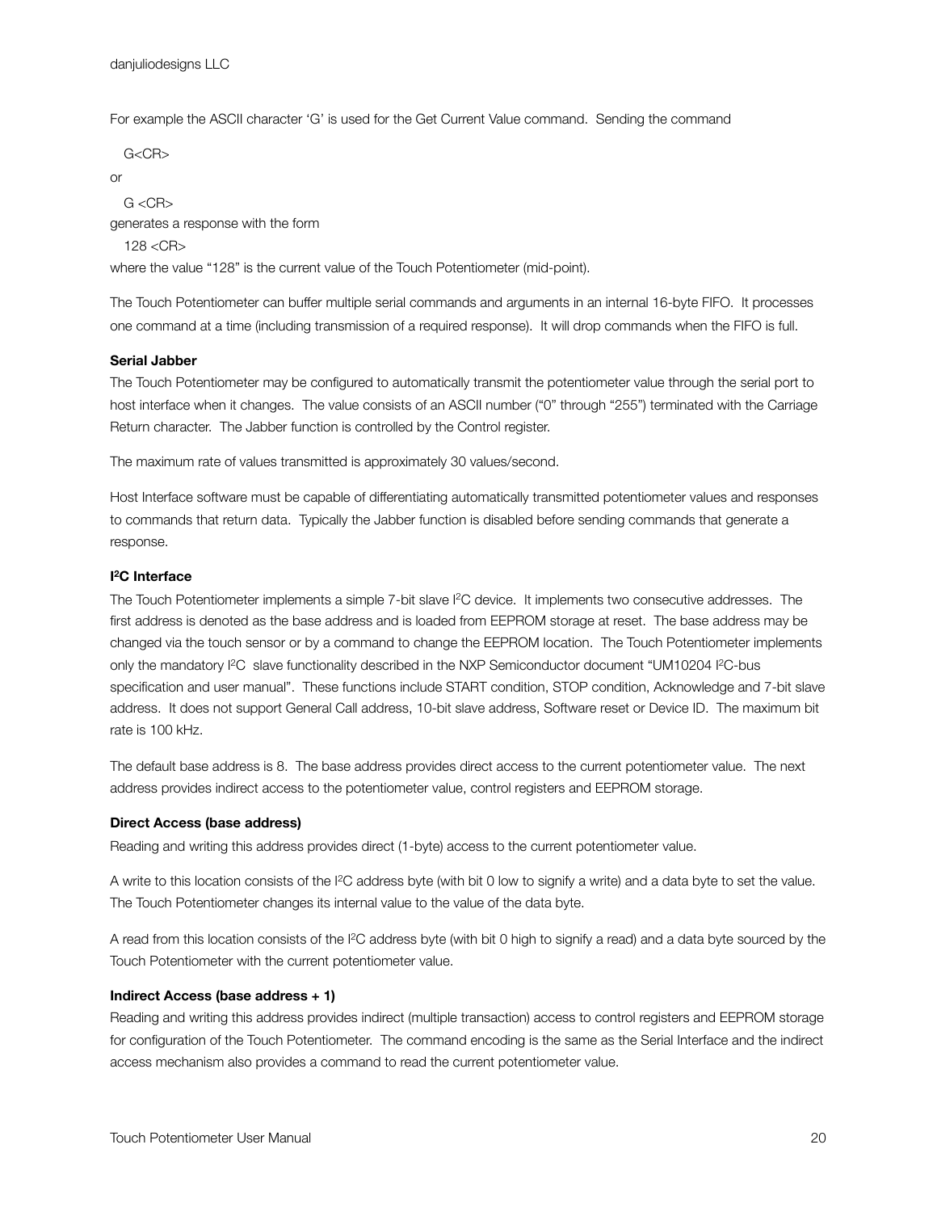For example the ASCII character 'G' is used for the Get Current Value command. Sending the command

G<CR>

or

G <CR>

generates a response with the form

128 <CR>

where the value "128" is the current value of the Touch Potentiometer (mid-point).

The Touch Potentiometer can buffer multiple serial commands and arguments in an internal 16-byte FIFO. It processes one command at a time (including transmission of a required response). It will drop commands when the FIFO is full.

**Serial Jabber**

The Touch Potentiometer may be configured to automatically transmit the potentiometer value through the serial port to host interface when it changes. The value consists of an ASCII number ("0" through "255") terminated with the Carriage Return character. The Jabber function is controlled by the Control register.

The maximum rate of values transmitted is approximately 30 values/second.

Host Interface software must be capable of differentiating automatically transmitted potentiometer values and responses to commands that return data. Typically the Jabber function is disabled before sending commands that generate a response.

**I²C Interface**

The Touch Potentiometer implements a simple 7-bit slave I²C device. It implements two consecutive addresses. The first address is denoted as the base address and is loaded from EEPROM storage at reset. The base address may be changed via the touch sensor or by a command to change the EEPROM location. The Touch Potentiometer implements only the mandatory I²C slave functionality described in the NXP Semiconductor document "UM10204 I²C-bus specification and user manual". These functions include START condition, STOP condition, Acknowledge and 7-bit slave address. It does not support General Call address, 10-bit slave address, Software reset or Device ID. The maximum bit rate is 100 kHz.

The default base address is 8. The base address provides direct access to the current potentiometer value. The next address provides indirect access to the potentiometer value, control registers and EEPROM storage.

**Direct Access (base address)**

Reading and writing this address provides direct (1-byte) access to the current potentiometer value.

A write to this location consists of the I²C address byte (with bit 0 low to signify a write) and a data byte to set the value. The Touch Potentiometer changes its internal value to the value of the data byte.

A read from this location consists of the I²C address byte (with bit 0 high to signify a read) and a data byte sourced by the Touch Potentiometer with the current potentiometer value.

**Indirect Access (base address + 1)**

Reading and writing this address provides indirect (multiple transaction) access to control registers and EEPROM storage for configuration of the Touch Potentiometer. The command encoding is the same as the Serial Interface and the indirect access mechanism also provides a command to read the current potentiometer value.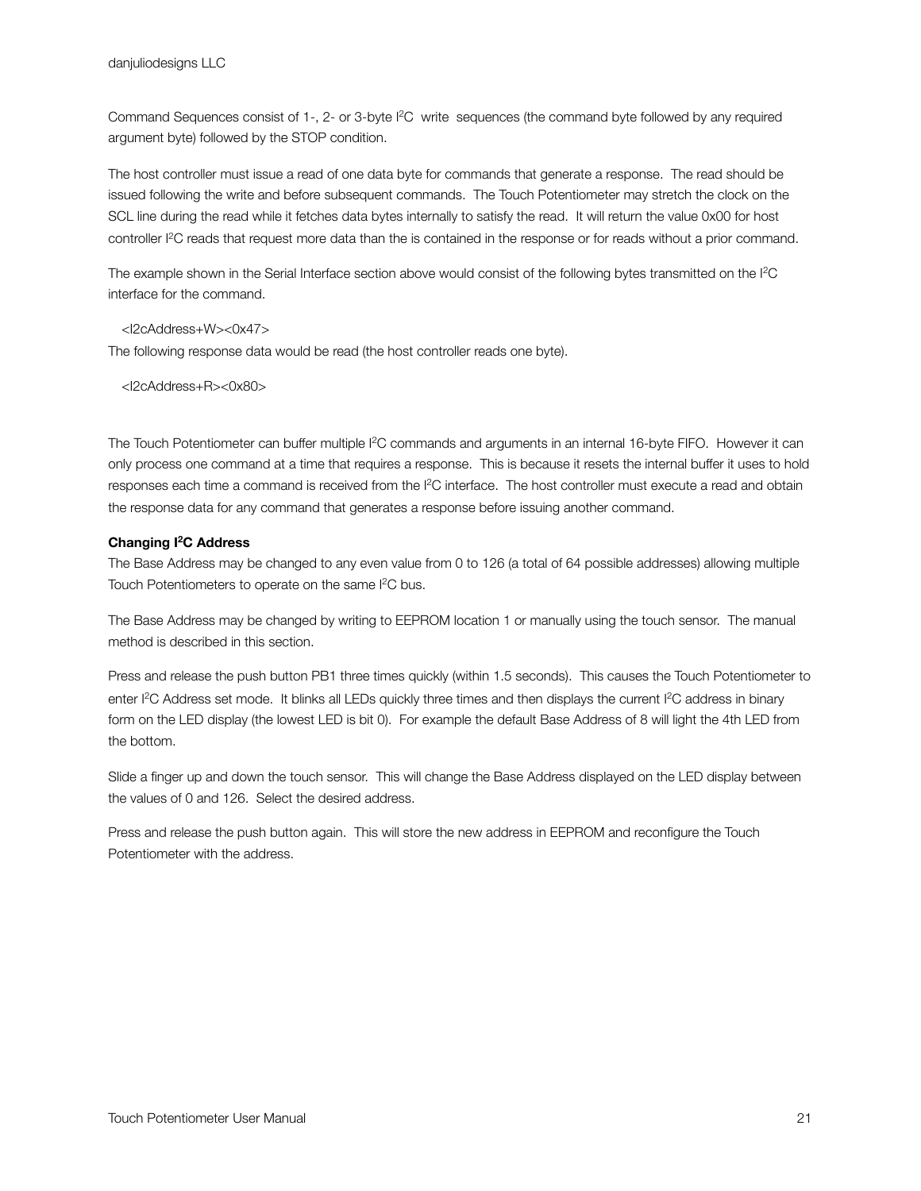Command Sequences consist of 1-, 2- or 3-byte I$^2$C write sequences (the command byte followed by any required argument byte) followed by the STOP condition.

The host controller must issue a read of one data byte for commands that generate a response. The read should be issued following the write and before subsequent commands. The Touch Potentiometer may stretch the clock on the SCL line during the read while it fetches data bytes internally to satisfy the read. It will return the value 0x00 for host controller I$^2$C reads that request more data than the is contained in the response or for reads without a prior command.

The example shown in the Serial Interface section above would consist of the following bytes transmitted on the I$^2$C interface for the command.

<I2cAddress+W><0x47>

The following response data would be read (the host controller reads one byte).

<I2cAddress+R><0x80>

The Touch Potentiometer can buffer multiple I$^2$C commands and arguments in an internal 16-byte FIFO. However it can only process one command at a time that requires a response. This is because it resets the internal buffer it uses to hold responses each time a command is received from the I$^2$C interface. The host controller must execute a read and obtain the response data for any command that generates a response before issuing another command.

**Changing I$^2$C Address**

The Base Address may be changed to any even value from 0 to 126 (a total of 64 possible addresses) allowing multiple Touch Potentiometers to operate on the same I$^2$C bus.

The Base Address may be changed by writing to EEPROM location 1 or manually using the touch sensor. The manual method is described in this section.

Press and release the push button PB1 three times quickly (within 1.5 seconds). This causes the Touch Potentiometer to enter I$^2$C Address set mode. It blinks all LEDs quickly three times and then displays the current I$^2$C address in binary form on the LED display (the lowest LED is bit 0). For example the default Base Address of 8 will light the 4th LED from the bottom.

Slide a finger up and down the touch sensor. This will change the Base Address displayed on the LED display between the values of 0 and 126. Select the desired address.

Press and release the push button again. This will store the new address in EEPROM and reconfigure the Touch Potentiometer with the address.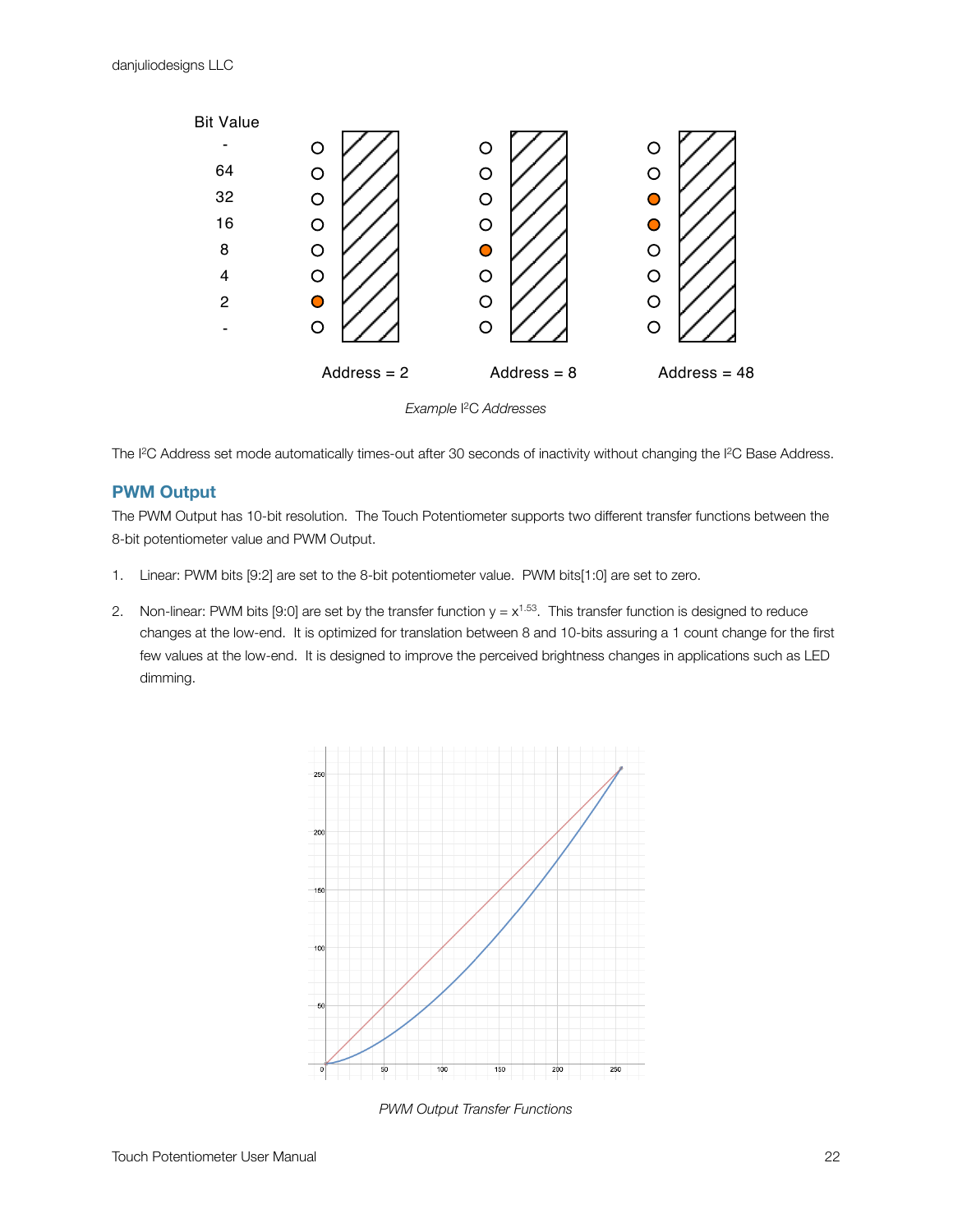*Example I²C Addresses*

The I²C Address set mode automatically times-out after 30 seconds of inactivity without changing the I²C Base Address.

## PWM Output

The PWM Output has 10-bit resolution. The Touch Potentiometer supports two different transfer functions between the 8-bit potentiometer value and PWM Output.

1. Linear: PWM bits [9:2] are set to the 8-bit potentiometer value. PWM bits[1:0] are set to zero.

2. Non-linear: PWM bits [9:0] are set by the transfer function $y = x^{1.53}$. This transfer function is designed to reduce changes at the low-end. It is optimized for translation between 8 and 10-bits assuring a 1 count change for the first few values at the low-end. It is designed to improve the perceived brightness changes in applications such as LED dimming.

*PWM Output Transfer Functions*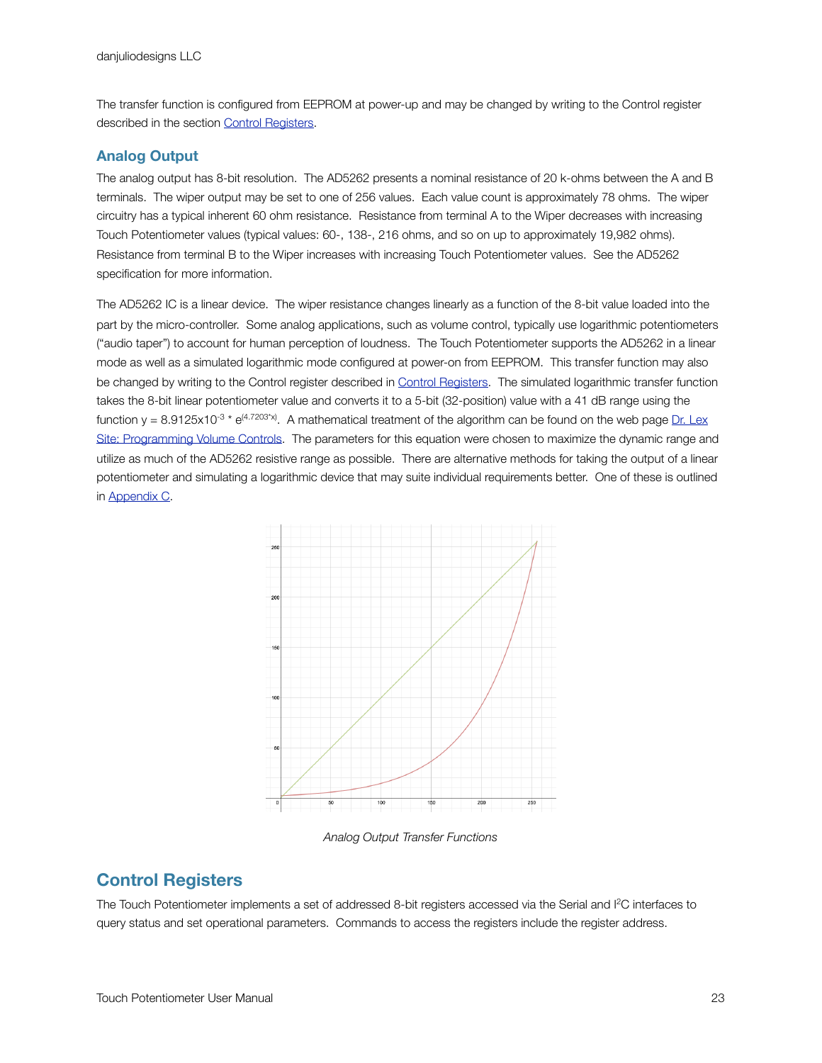The transfer function is configured from EEPROM at power-up and may be changed by writing to the Control register described in the section Control Registers.

### Analog Output

The analog output has 8-bit resolution. The AD5262 presents a nominal resistance of 20 k-ohms between the A and B terminals. The wiper output may be set to one of 256 values. Each value count is approximately 78 ohms. The wiper circuitry has a typical inherent 60 ohm resistance. Resistance from terminal A to the Wiper decreases with increasing Touch Potentiometer values (typical values: 60-, 138-, 216 ohms, and so on up to approximately 19,982 ohms). Resistance from terminal B to the Wiper increases with increasing Touch Potentiometer values. See the AD5262 specification for more information.

The AD5262 IC is a linear device. The wiper resistance changes linearly as a function of the 8-bit value loaded into the part by the micro-controller. Some analog applications, such as volume control, typically use logarithmic potentiometers ("audio taper") to account for human perception of loudness. The Touch Potentiometer supports the AD5262 in a linear mode as well as a simulated logarithmic mode configured at power-on from EEPROM. This transfer function may also be changed by writing to the Control register described in Control Registers. The simulated logarithmic transfer function takes the 8-bit linear potentiometer value and converts it to a 5-bit (32-position) value with a 41 dB range using the function $y = 8.9125 \times 10^{-3} * e^{(4.7203*x)}$. A mathematical treatment of the algorithm can be found on the web page Dr. Lex Site: Programming Volume Controls. The parameters for this equation were chosen to maximize the dynamic range and utilize as much of the AD5262 resistive range as possible. There are alternative methods for taking the output of a linear potentiometer and simulating a logarithmic device that may suite individual requirements better. One of these is outlined in Appendix C.

250
200
150
100
50
0
50
100
150
200
250

*Analog Output Transfer Functions*

## Control Registers

The Touch Potentiometer implements a set of addressed 8-bit registers accessed via the Serial and I2C interfaces to query status and set operational parameters. Commands to access the registers include the register address.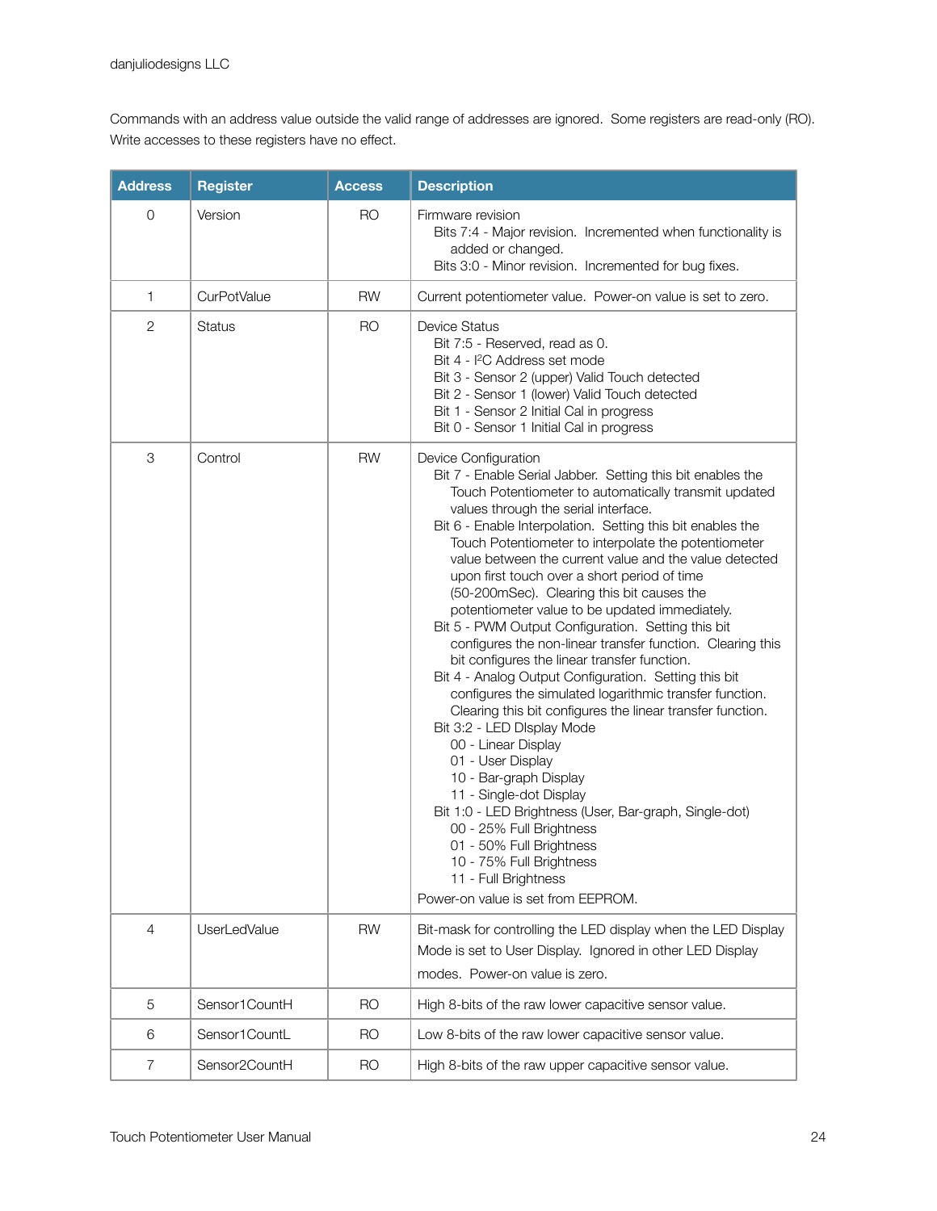Commands with an address value outside the valid range of addresses are ignored. Some registers are read-only (RO). Write accesses to these registers have no effect.

| Address | Register | Access | Description |
|---|---|---|---|
| 0 | Version | RO | Firmware revision<br>Bits 7:4 - Major revision. Incremented when functionality is added or changed.<br>Bits 3:0 - Minor revision. Incremented for bug fixes. |
| 1 | CurPotValue | RW | Current potentiometer value. Power-on value is set to zero. |
| 2 | Status | RO | Device Status<br>Bit 7:5 - Reserved, read as 0.<br>Bit 4 - I²C Address set mode<br>Bit 3 - Sensor 2 (upper) Valid Touch detected<br>Bit 2 - Sensor 1 (lower) Valid Touch detected<br>Bit 1 - Sensor 2 Initial Cal in progress<br>Bit 0 - Sensor 1 Initial Cal in progress |
| 3 | Control | RW | Device Configuration<br>Bit 7 - Enable Serial Jabber. Setting this bit enables the Touch Potentiometer to automatically transmit updated values through the serial interface.<br>Bit 6 - Enable Interpolation. Setting this bit enables the Touch Potentiometer to interpolate the potentiometer value between the current value and the value detected upon first touch over a short period of time (50-200mSec). Clearing this bit causes the potentiometer value to be updated immediately.<br>Bit 5 - PWM Output Configuration. Setting this bit configures the non-linear transfer function. Clearing this bit configures the linear transfer function.<br>Bit 4 - Analog Output Configuration. Setting this bit configures the simulated logarithmic transfer function. Clearing this bit configures the linear transfer function.<br>Bit 3:2 - LED DIsplay Mode<br>00 - Linear Display<br>01 - User Display<br>10 - Bar-graph Display<br>11 - Single-dot Display<br>Bit 1:0 - LED Brightness (User, Bar-graph, Single-dot)<br>00 - 25% Full Brightness<br>01 - 50% Full Brightness<br>10 - 75% Full Brightness<br>11 - Full Brightness<br>Power-on value is set from EEPROM. |
| 4 | UserLedValue | RW | Bit-mask for controlling the LED display when the LED Display Mode is set to User Display. Ignored in other LED Display modes. Power-on value is zero. |
| 5 | Sensor1CountH | RO | High 8-bits of the raw lower capacitive sensor value. |
| 6 | Sensor1CountL | RO | Low 8-bits of the raw lower capacitive sensor value. |
| 7 | Sensor2CountH | RO | High 8-bits of the raw upper capacitive sensor value. |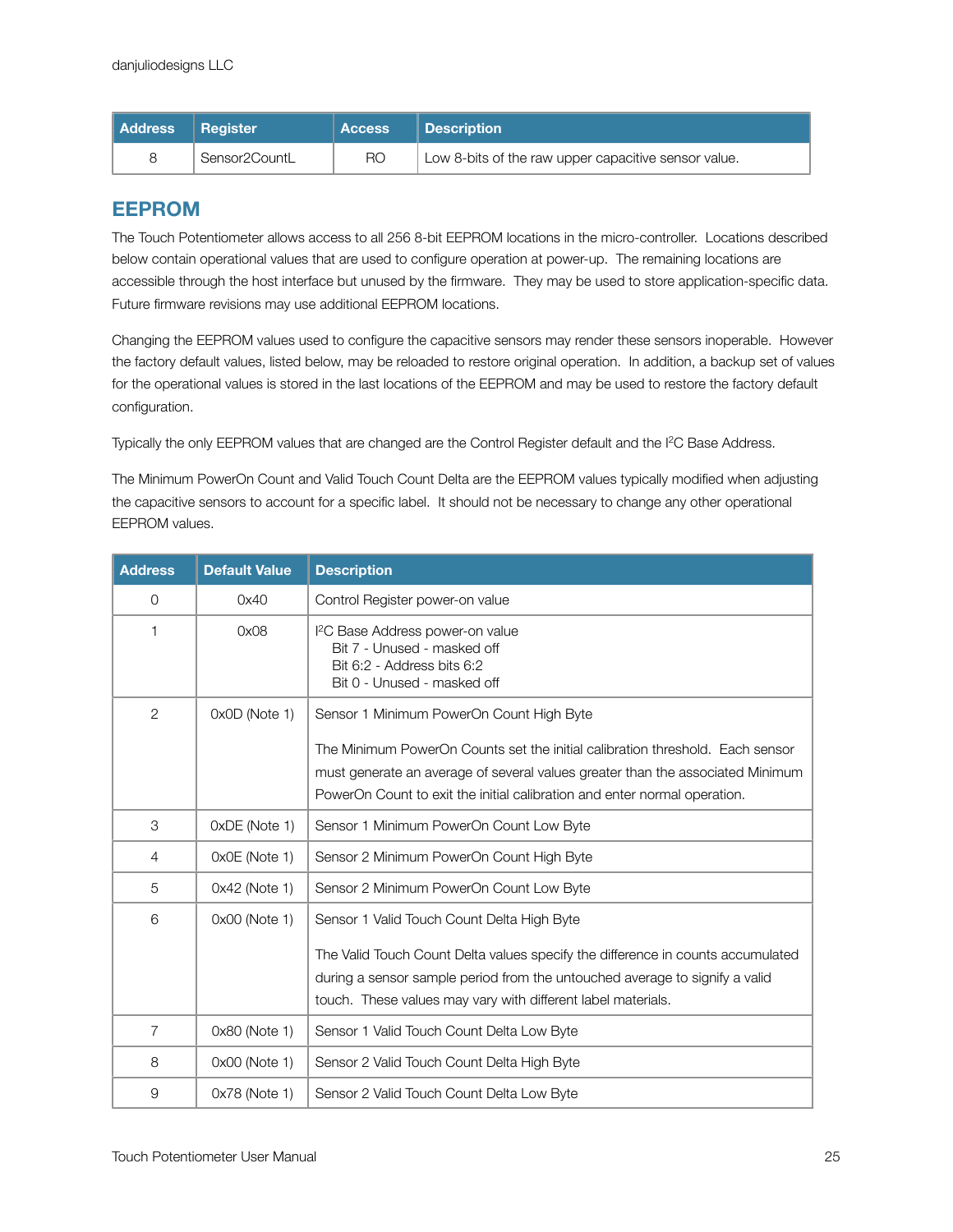| Address | Register | Access | Description |
| --- | --- | --- | --- |
| 8 | Sensor2CountL | RO | Low 8-bits of the raw upper capacitive sensor value. |

## EEPROM

The Touch Potentiometer allows access to all 256 8-bit EEPROM locations in the micro-controller. Locations described below contain operational values that are used to configure operation at power-up. The remaining locations are accessible through the host interface but unused by the firmware. They may be used to store application-specific data. Future firmware revisions may use additional EEPROM locations.

Changing the EEPROM values used to configure the capacitive sensors may render these sensors inoperable. However the factory default values, listed below, may be reloaded to restore original operation. In addition, a backup set of values for the operational values is stored in the last locations of the EEPROM and may be used to restore the factory default configuration.

Typically the only EEPROM values that are changed are the Control Register default and the I$^2$C Base Address.

The Minimum PowerOn Count and Valid Touch Count Delta are the EEPROM values typically modified when adjusting the capacitive sensors to account for a specific label. It should not be necessary to change any other operational EEPROM values.

| Address | Default Value | Description |
| --- | --- | --- |
| 0 | 0x40 | Control Register power-on value |
| 1 | 0x08 | I$^2$C Base Address power-on value<br>Bit 7 - Unused - masked off<br>Bit 6:2 - Address bits 6:2<br>Bit 0 - Unused - masked off |
| 2 | 0x0D (Note 1) | Sensor 1 Minimum PowerOn Count High Byte<br><br>The Minimum PowerOn Counts set the initial calibration threshold. Each sensor must generate an average of several values greater than the associated Minimum PowerOn Count to exit the initial calibration and enter normal operation. |
| 3 | 0xDE (Note 1) | Sensor 1 Minimum PowerOn Count Low Byte |
| 4 | 0x0E (Note 1) | Sensor 2 Minimum PowerOn Count High Byte |
| 5 | 0x42 (Note 1) | Sensor 2 Minimum PowerOn Count Low Byte |
| 6 | 0x00 (Note 1) | Sensor 1 Valid Touch Count Delta High Byte<br><br>The Valid Touch Count Delta values specify the difference in counts accumulated during a sensor sample period from the untouched average to signify a valid touch. These values may vary with different label materials. |
| 7 | 0x80 (Note 1) | Sensor 1 Valid Touch Count Delta Low Byte |
| 8 | 0x00 (Note 1) | Sensor 2 Valid Touch Count Delta High Byte |
| 9 | 0x78 (Note 1) | Sensor 2 Valid Touch Count Delta Low Byte |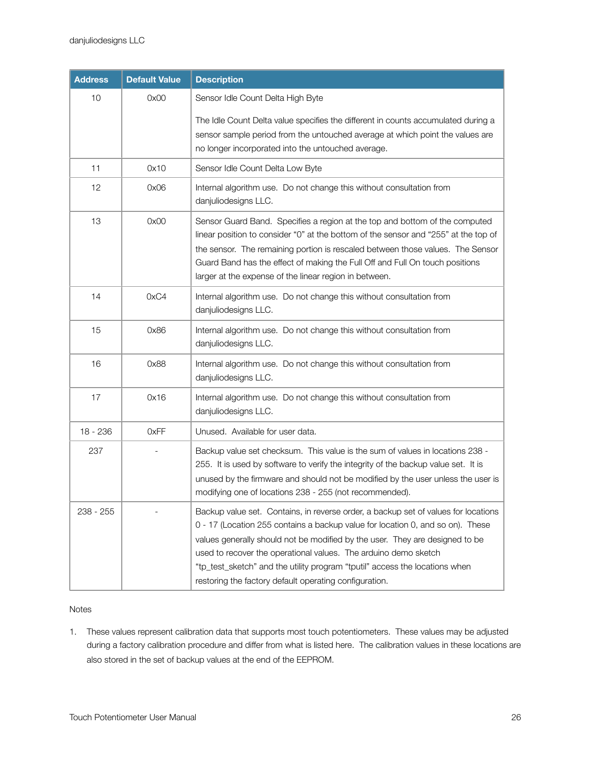| Address | Default Value | Description |
|---|---|---|
| 10 | 0x00 | Sensor Idle Count Delta High Byte<br><br>The Idle Count Delta value specifies the different in counts accumulated during a sensor sample period from the untouched average at which point the values are no longer incorporated into the untouched average. |
| 11 | 0x10 | Sensor Idle Count Delta Low Byte |
| 12 | 0x06 | Internal algorithm use. Do not change this without consultation from danjuliodesigns LLC. |
| 13 | 0x00 | Sensor Guard Band. Specifies a region at the top and bottom of the computed linear position to consider "0" at the bottom of the sensor and "255" at the top of the sensor. The remaining portion is rescaled between those values. The Sensor Guard Band has the effect of making the Full Off and Full On touch positions larger at the expense of the linear region in between. |
| 14 | 0xC4 | Internal algorithm use. Do not change this without consultation from danjuliodesigns LLC. |
| 15 | 0x86 | Internal algorithm use. Do not change this without consultation from danjuliodesigns LLC. |
| 16 | 0x88 | Internal algorithm use. Do not change this without consultation from danjuliodesigns LLC. |
| 17 | 0x16 | Internal algorithm use. Do not change this without consultation from danjuliodesigns LLC. |
| 18 - 236 | 0xFF | Unused. Available for user data. |
| 237 | - | Backup value set checksum. This value is the sum of values in locations 238 - 255. It is used by software to verify the integrity of the backup value set. It is unused by the firmware and should not be modified by the user unless the user is modifying one of locations 238 - 255 (not recommended). |
| 238 - 255 | - | Backup value set. Contains, in reverse order, a backup set of values for locations 0 - 17 (Location 255 contains a backup value for location 0, and so on). These values generally should not be modified by the user. They are designed to be used to recover the operational values. The arduino demo sketch "tp_test_sketch" and the utility program "tputil" access the locations when restoring the factory default operating configuration. |

Notes

1. These values represent calibration data that supports most touch potentiometers. These values may be adjusted during a factory calibration procedure and differ from what is listed here. The calibration values in these locations are also stored in the set of backup values at the end of the EEPROM.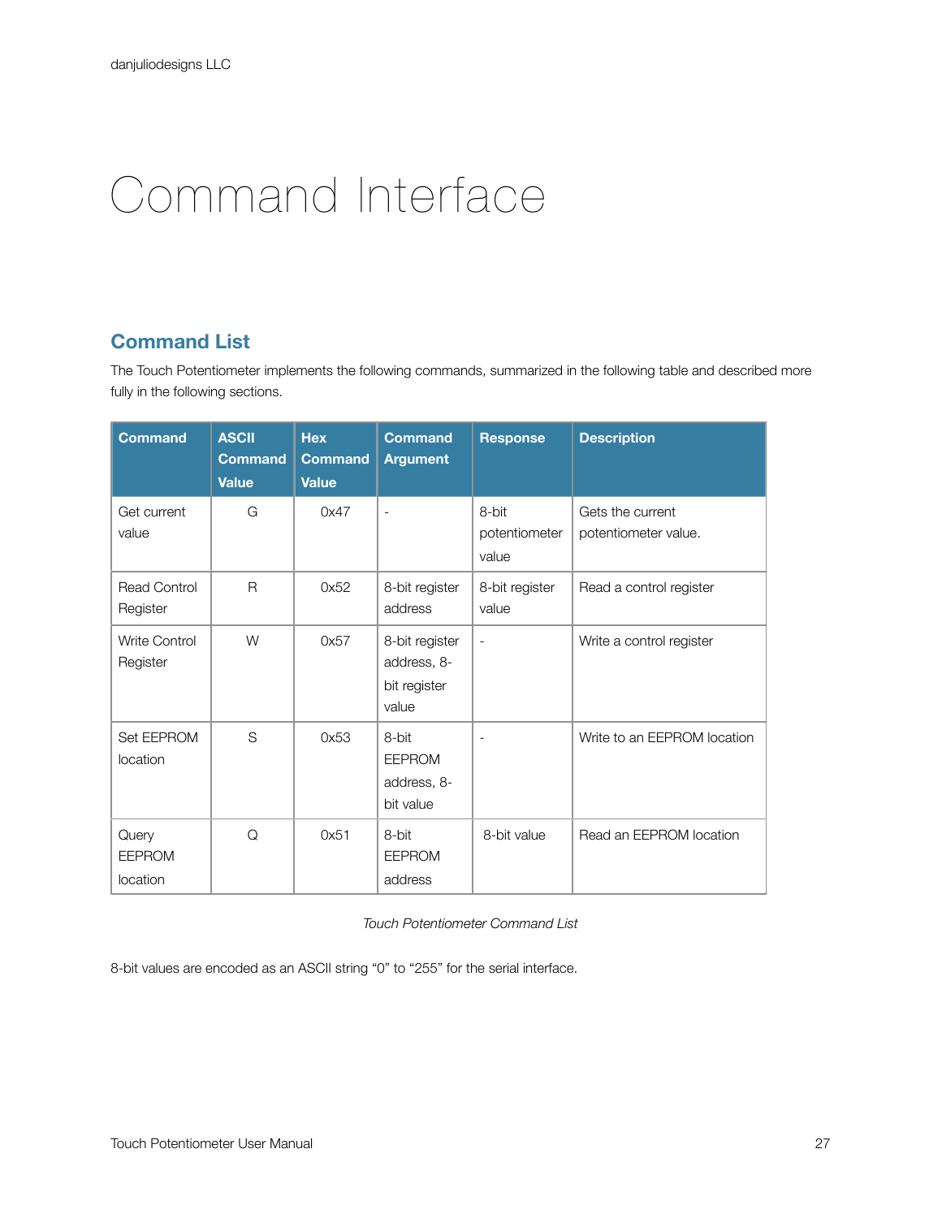# Command Interface

## Command List

The Touch Potentiometer implements the following commands, summarized in the following table and described more fully in the following sections.

| Command | ASCII Command Value | Hex Command Value | Command Argument | Response | Description |
|---|---|---|---|---|---|
| Get current value | G | 0x47 | - | 8-bit potentiometer value | Gets the current potentiometer value. |
| Read Control Register | R | 0x52 | 8-bit register address | 8-bit register value | Read a control register |
| Write Control Register | W | 0x57 | 8-bit register address, 8-bit register value | - | Write a control register |
| Set EEPROM location | S | 0x53 | 8-bit EEPROM address, 8-bit value | - | Write to an EEPROM location |
| Query EEPROM location | Q | 0x51 | 8-bit EEPROM address | 8-bit value | Read an EEPROM location |

*Touch Potentiometer Command List*

8-bit values are encoded as an ASCII string "0" to "255" for the serial interface.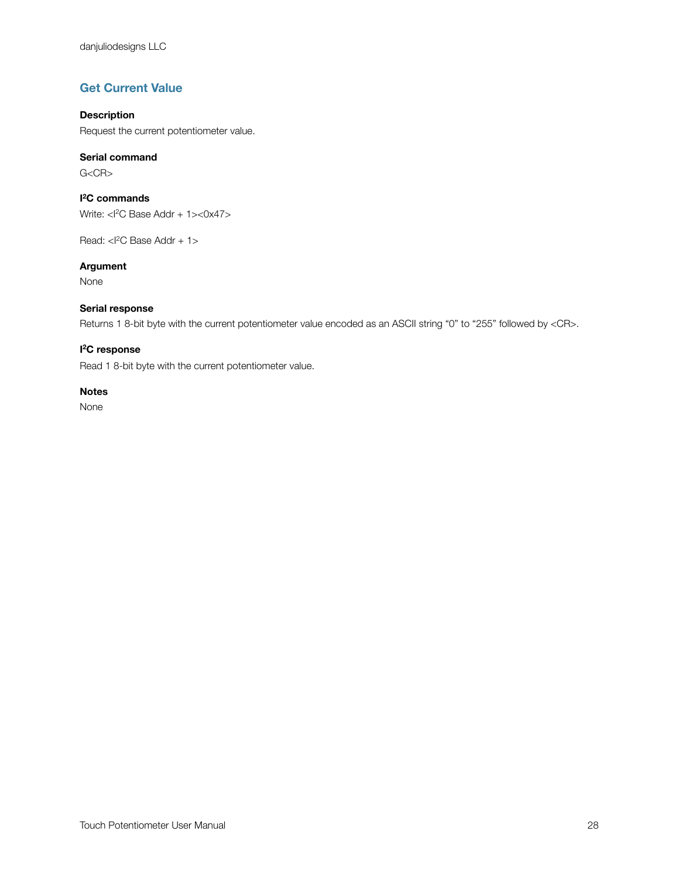## Get Current Value

**Description**

Request the current potentiometer value.

**Serial command**

G<CR>

**I²C commands**

Write: <I²C Base Addr + 1><0x47>

Read: <I²C Base Addr + 1>

**Argument**

None

**Serial response**

Returns 1 8-bit byte with the current potentiometer value encoded as an ASCII string "0" to "255" followed by <CR>.

**I²C response**

Read 1 8-bit byte with the current potentiometer value.

**Notes**

None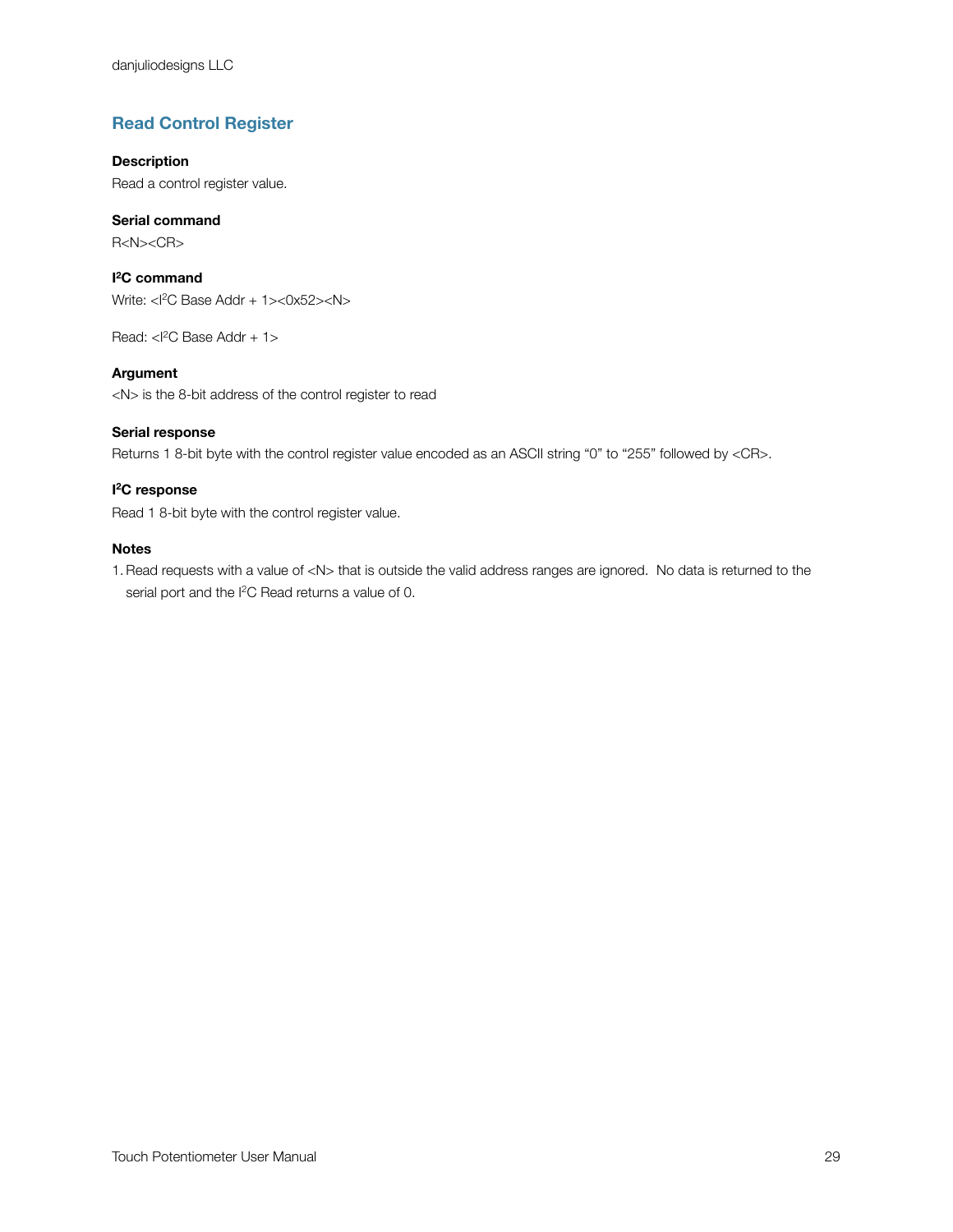## Read Control Register

**Description**

Read a control register value.

**Serial command**

R<N><CR>

**I²C command**

Write: <I²C Base Addr + 1><0x52><N>

Read: <I²C Base Addr + 1>

**Argument**

<N> is the 8-bit address of the control register to read

**Serial response**

Returns 1 8-bit byte with the control register value encoded as an ASCII string "0" to "255" followed by <CR>.

**I²C response**

Read 1 8-bit byte with the control register value.

**Notes**

1. Read requests with a value of <N> that is outside the valid address ranges are ignored. No data is returned to the serial port and the I²C Read returns a value of 0.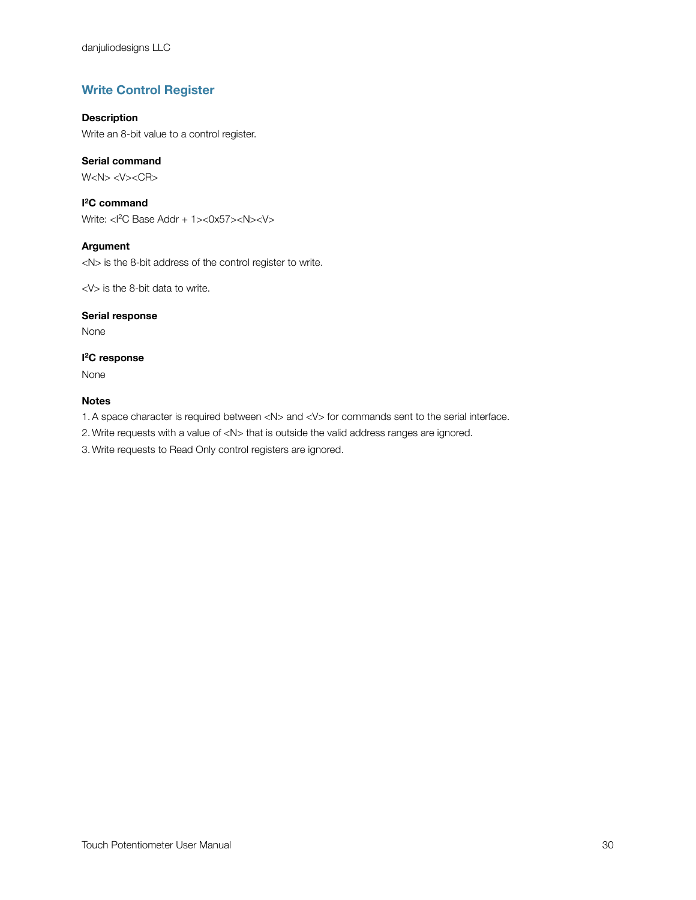## Write Control Register

**Description**

Write an 8-bit value to a control register.

**Serial command**

W<N> <V><CR>

**I²C command**

Write: <I²C Base Addr + 1><0x57><N><V>

**Argument**

<N> is the 8-bit address of the control register to write.

<V> is the 8-bit data to write.

**Serial response**

None

**I²C response**

None

**Notes**

1. A space character is required between <N> and <V> for commands sent to the serial interface.
2. Write requests with a value of <N> that is outside the valid address ranges are ignored.
3. Write requests to Read Only control registers are ignored.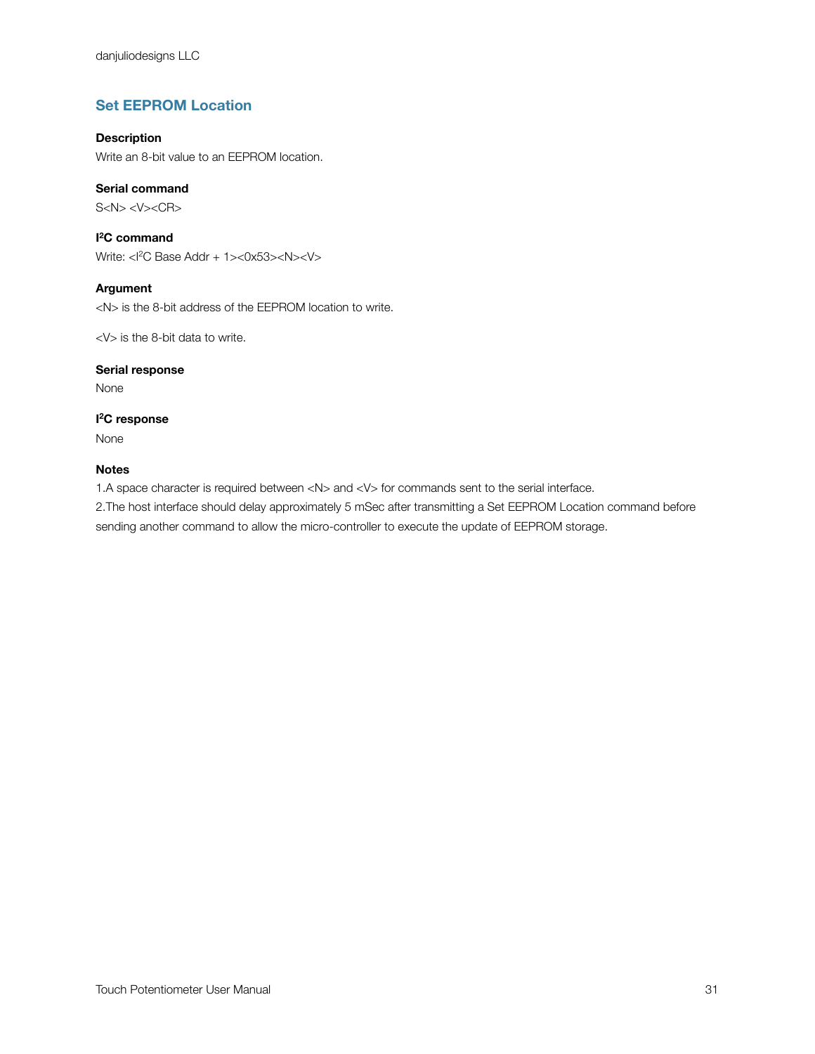## Set EEPROM Location

**Description**

Write an 8-bit value to an EEPROM location.

**Serial command**

S<N> <V><CR>

**I²C command**

Write: <I²C Base Addr + 1><0x53><N><V>

**Argument**

<N> is the 8-bit address of the EEPROM location to write.

<V> is the 8-bit data to write.

**Serial response**

None

**I²C response**

None

**Notes**

1. A space character is required between <N> and <V> for commands sent to the serial interface.
2. The host interface should delay approximately 5 mSec after transmitting a Set EEPROM Location command before sending another command to allow the micro-controller to execute the update of EEPROM storage.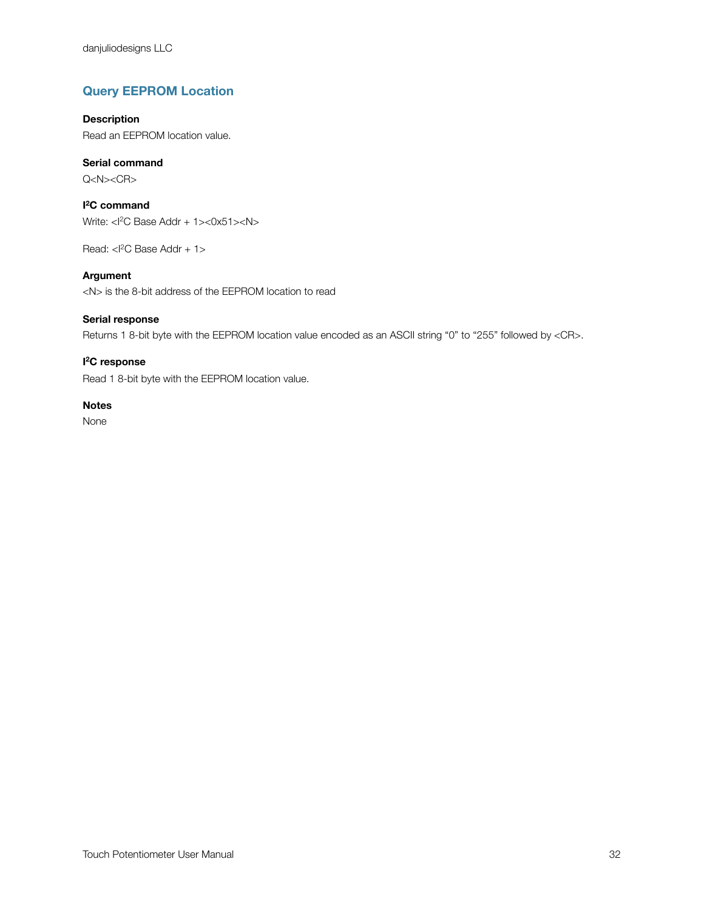## Query EEPROM Location

**Description**

Read an EEPROM location value.

**Serial command**

Q<N><CR>

**I²C command**

Write: <I²C Base Addr + 1><0x51><N>

Read: <I²C Base Addr + 1>

**Argument**

<N> is the 8-bit address of the EEPROM location to read

**Serial response**

Returns 1 8-bit byte with the EEPROM location value encoded as an ASCII string "0" to "255" followed by <CR>.

**I²C response**

Read 1 8-bit byte with the EEPROM location value.

**Notes**

None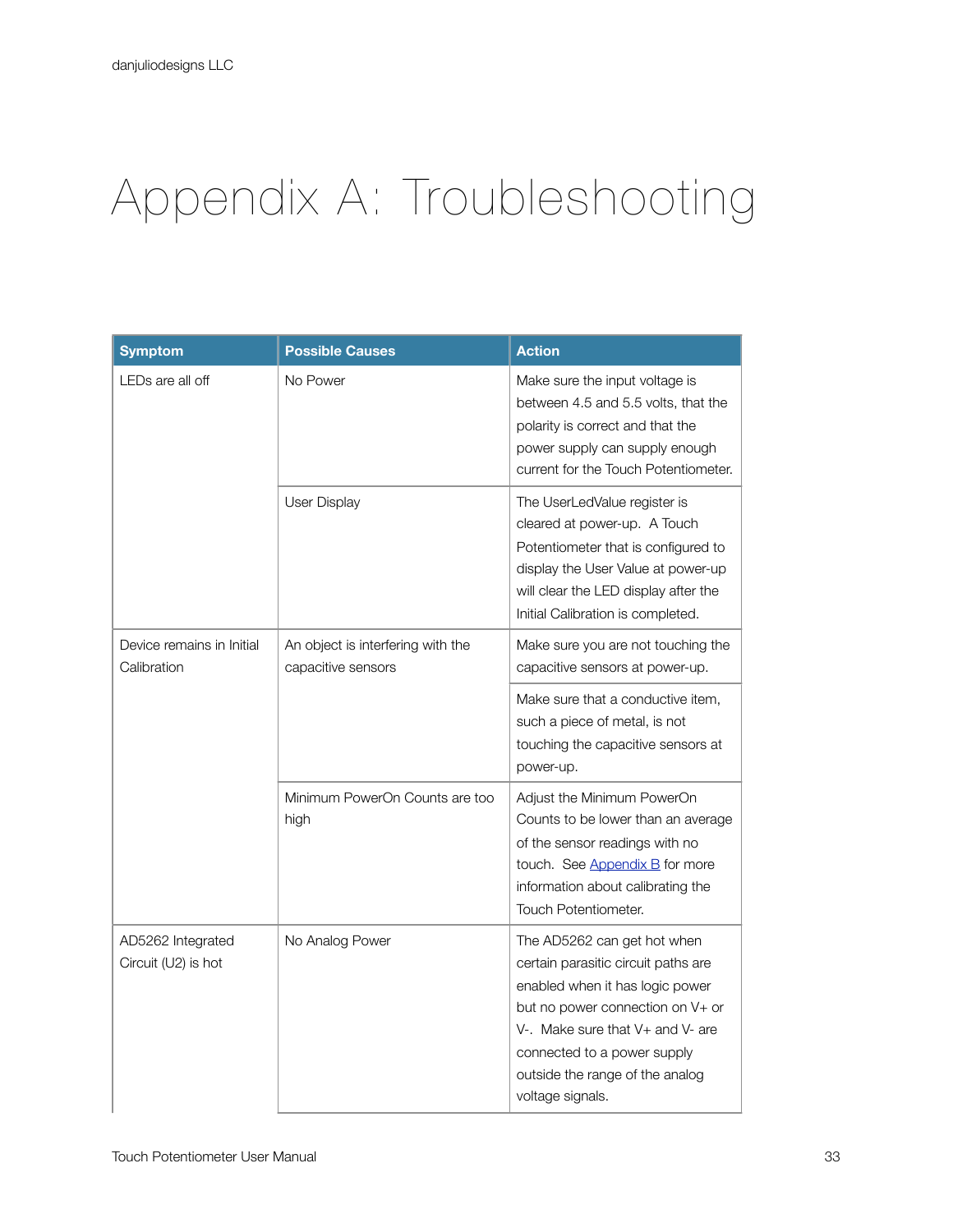# Appendix A: Troubleshooting

| Symptom | Possible Causes | Action |
| --- | --- | --- |
| LEDs are all off | No Power | Make sure the input voltage is between 4.5 and 5.5 volts, that the polarity is correct and that the power supply can supply enough current for the Touch Potentiometer. |
| | User Display | The UserLedValue register is cleared at power-up. A Touch Potentiometer that is configured to display the User Value at power-up will clear the LED display after the Initial Calibration is completed. |
| Device remains in Initial Calibration | An object is interfering with the capacitive sensors | Make sure you are not touching the capacitive sensors at power-up. |
| | | Make sure that a conductive item, such a piece of metal, is not touching the capacitive sensors at power-up. |
| | Minimum PowerOn Counts are too high | Adjust the Minimum PowerOn Counts to be lower than an average of the sensor readings with no touch. See Appendix B for more information about calibrating the Touch Potentiometer. |
| AD5262 Integrated Circuit (U2) is hot | No Analog Power | The AD5262 can get hot when certain parasitic circuit paths are enabled when it has logic power but no power connection on V+ or V-. Make sure that V+ and V- are connected to a power supply outside the range of the analog voltage signals. |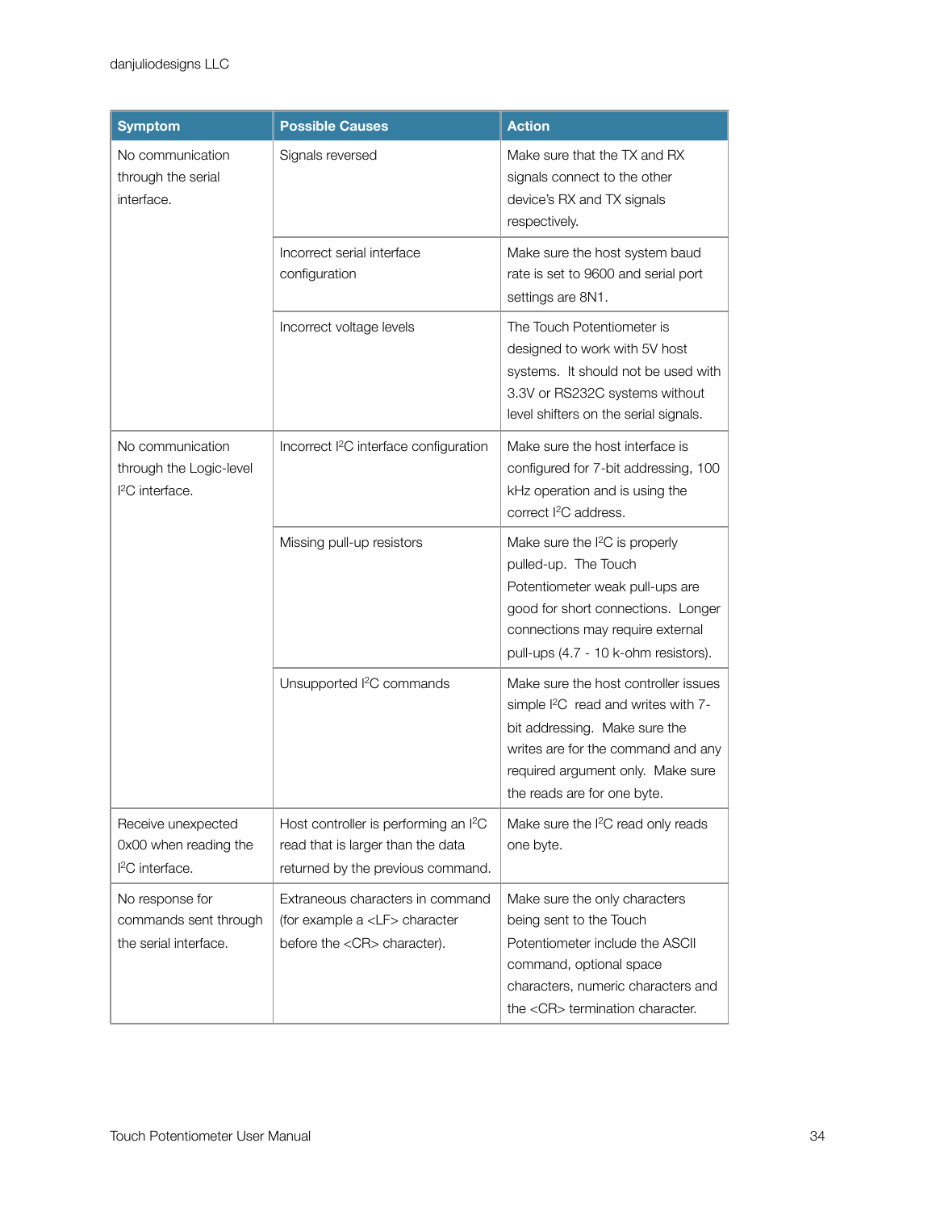| Symptom | Possible Causes | Action |
| --- | --- | --- |
| No communication through the serial interface. | Signals reversed | Make sure that the TX and RX signals connect to the other device's RX and TX signals respectively. |
| | Incorrect serial interface configuration | Make sure the host system baud rate is set to 9600 and serial port settings are 8N1. |
| | Incorrect voltage levels | The Touch Potentiometer is designed to work with 5V host systems. It should not be used with 3.3V or RS232C systems without level shifters on the serial signals. |
| No communication through the Logic-level I²C interface. | Incorrect I²C interface configuration | Make sure the host interface is configured for 7-bit addressing, 100 kHz operation and is using the correct I²C address. |
| | Missing pull-up resistors | Make sure the I²C is properly pulled-up. The Touch Potentiometer weak pull-ups are good for short connections. Longer connections may require external pull-ups (4.7 - 10 k-ohm resistors). |
| | Unsupported I²C commands | Make sure the host controller issues simple I²C read and writes with 7-bit addressing. Make sure the writes are for the command and any required argument only. Make sure the reads are for one byte. |
| Receive unexpected 0x00 when reading the I²C interface. | Host controller is performing an I²C read that is larger than the data returned by the previous command. | Make sure the I²C read only reads one byte. |
| No response for commands sent through the serial interface. | Extraneous characters in command (for example a <LF> character before the <CR> character). | Make sure the only characters being sent to the Touch Potentiometer include the ASCII command, optional space characters, numeric characters and the <CR> termination character. |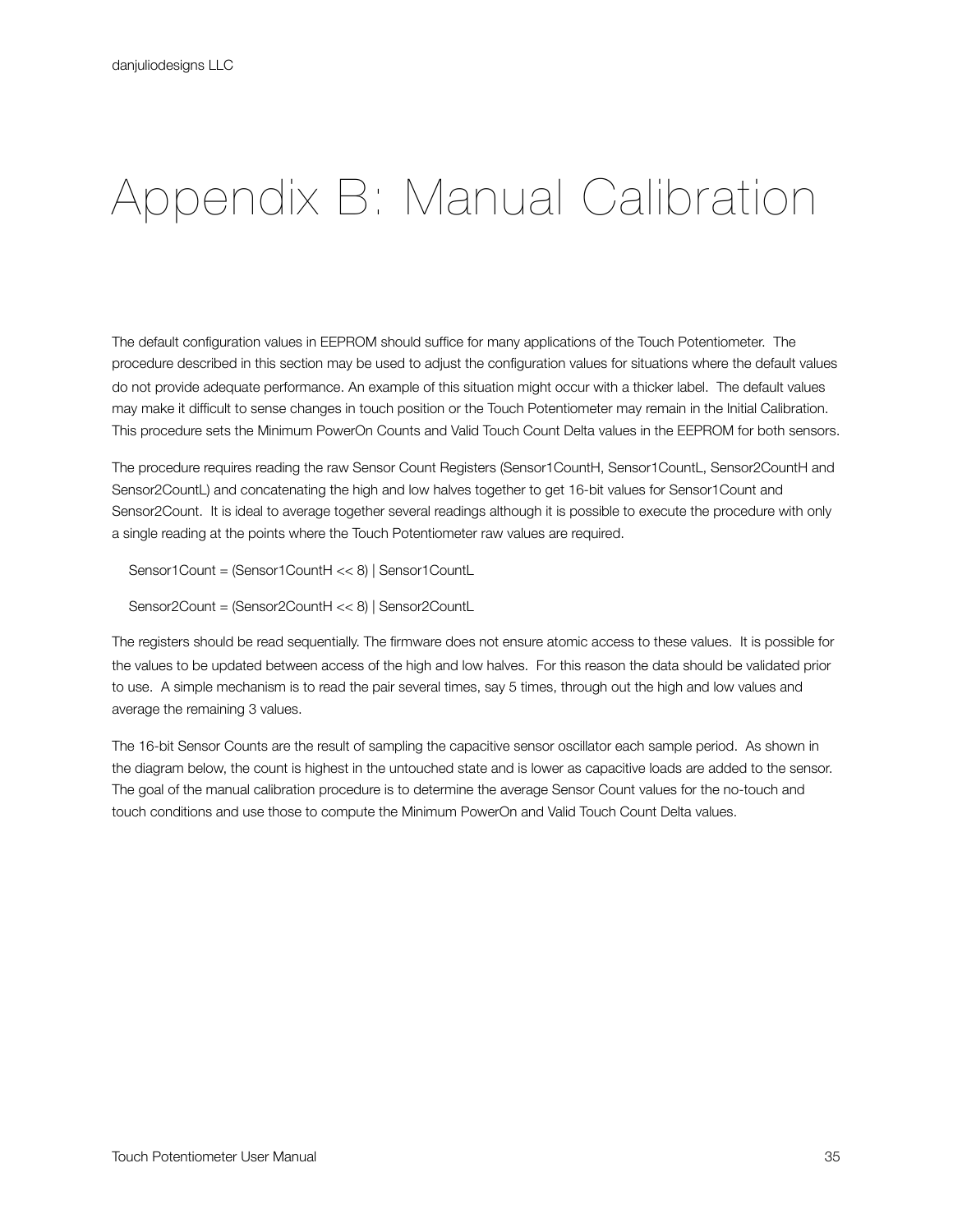# Appendix B: Manual Calibration

The default configuration values in EEPROM should suffice for many applications of the Touch Potentiometer. The procedure described in this section may be used to adjust the configuration values for situations where the default values do not provide adequate performance. An example of this situation might occur with a thicker label. The default values may make it difficult to sense changes in touch position or the Touch Potentiometer may remain in the Initial Calibration. This procedure sets the Minimum PowerOn Counts and Valid Touch Count Delta values in the EEPROM for both sensors.

The procedure requires reading the raw Sensor Count Registers (Sensor1CountH, Sensor1CountL, Sensor2CountH and Sensor2CountL) and concatenating the high and low halves together to get 16-bit values for Sensor1Count and Sensor2Count. It is ideal to average together several readings although it is possible to execute the procedure with only a single reading at the points where the Touch Potentiometer raw values are required.

Sensor1Count = (Sensor1CountH << 8) | Sensor1CountL

Sensor2Count = (Sensor2CountH << 8) | Sensor2CountL

The registers should be read sequentially. The firmware does not ensure atomic access to these values. It is possible for the values to be updated between access of the high and low halves. For this reason the data should be validated prior to use. A simple mechanism is to read the pair several times, say 5 times, through out the high and low values and average the remaining 3 values.

The 16-bit Sensor Counts are the result of sampling the capacitive sensor oscillator each sample period. As shown in the diagram below, the count is highest in the untouched state and is lower as capacitive loads are added to the sensor. The goal of the manual calibration procedure is to determine the average Sensor Count values for the no-touch and touch conditions and use those to compute the Minimum PowerOn and Valid Touch Count Delta values.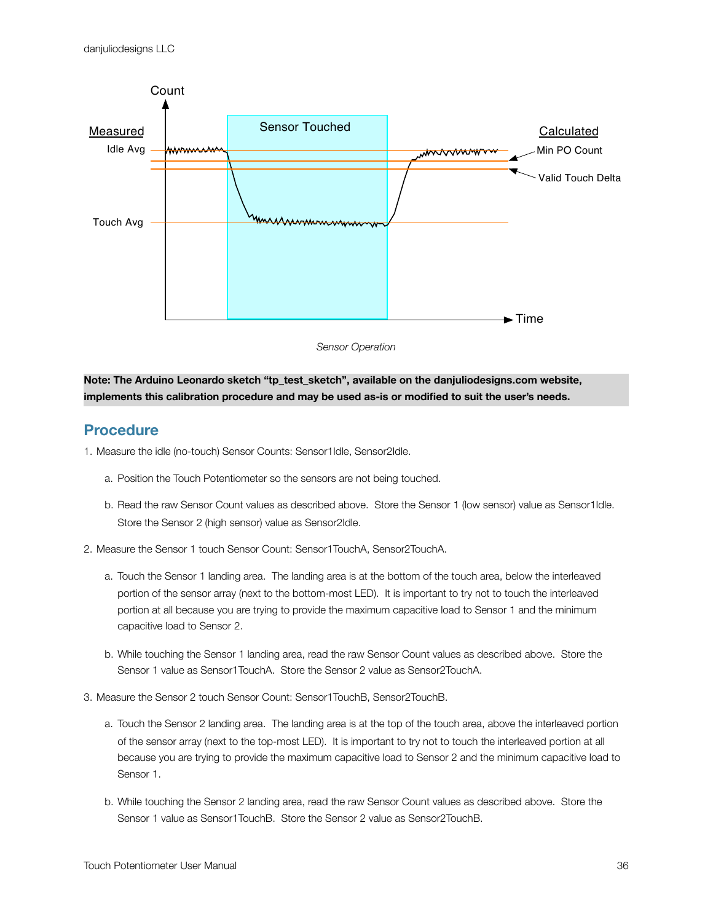Count

Measured

Idle Avg

Touch Avg

Sensor Touched

Calculated

Min PO Count

Valid Touch Delta

Time

*Sensor Operation*

**Note: The Arduino Leonardo sketch "tp_test_sketch", available on the danjuliodesigns.com website, implements this calibration procedure and may be used as-is or modified to suit the user's needs.**

## Procedure

1. Measure the idle (no-touch) Sensor Counts: Sensor1Idle, Sensor2Idle.
   a. Position the Touch Potentiometer so the sensors are not being touched.
   b. Read the raw Sensor Count values as described above. Store the Sensor 1 (low sensor) value as Sensor1Idle. Store the Sensor 2 (high sensor) value as Sensor2Idle.
2. Measure the Sensor 1 touch Sensor Count: Sensor1TouchA, Sensor2TouchA.
   a. Touch the Sensor 1 landing area. The landing area is at the bottom of the touch area, below the interleaved portion of the sensor array (next to the bottom-most LED). It is important to try not to touch the interleaved portion at all because you are trying to provide the maximum capacitive load to Sensor 1 and the minimum capacitive load to Sensor 2.
   b. While touching the Sensor 1 landing area, read the raw Sensor Count values as described above. Store the Sensor 1 value as Sensor1TouchA. Store the Sensor 2 value as Sensor2TouchA.
3. Measure the Sensor 2 touch Sensor Count: Sensor1TouchB, Sensor2TouchB.
   a. Touch the Sensor 2 landing area. The landing area is at the top of the touch area, above the interleaved portion of the sensor array (next to the top-most LED). It is important to try not to touch the interleaved portion at all because you are trying to provide the maximum capacitive load to Sensor 2 and the minimum capacitive load to Sensor 1.
   b. While touching the Sensor 2 landing area, read the raw Sensor Count values as described above. Store the Sensor 1 value as Sensor1TouchB. Store the Sensor 2 value as Sensor2TouchB.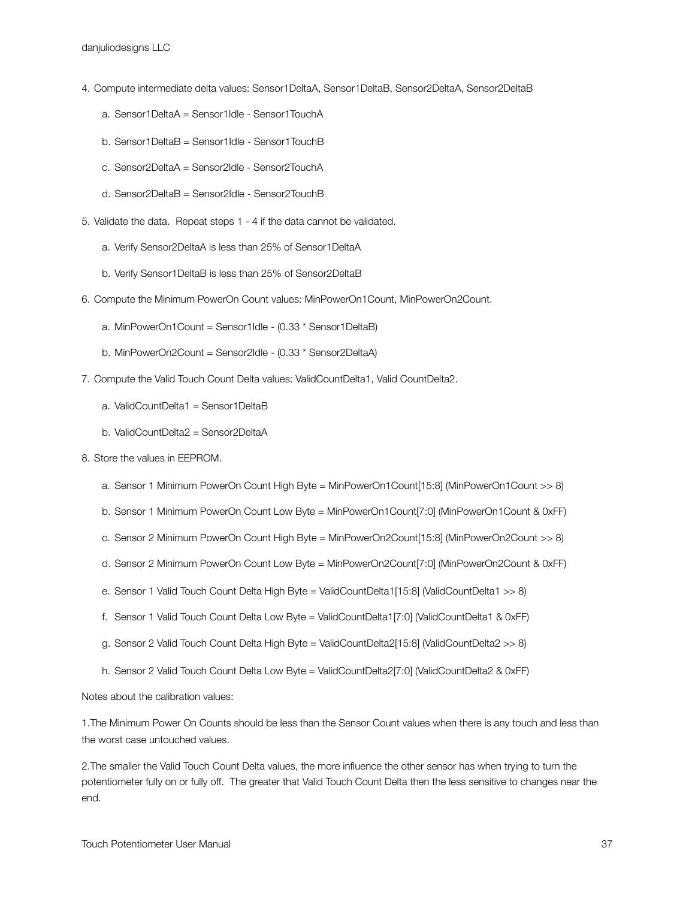4. Compute intermediate delta values: Sensor1DeltaA, Sensor1DeltaB, Sensor2DeltaA, Sensor2DeltaB
    a. Sensor1DeltaA = Sensor1Idle - Sensor1TouchA
    b. Sensor1DeltaB = Sensor1Idle - Sensor1TouchB
    c. Sensor2DeltaA = Sensor2Idle - Sensor2TouchA
    d. Sensor2DeltaB = Sensor2Idle - Sensor2TouchB
5. Validate the data.  Repeat steps 1 - 4 if the data cannot be validated.
    a. Verify Sensor2DeltaA is less than 25% of Sensor1DeltaA
    b. Verify Sensor1DeltaB is less than 25% of Sensor2DeltaB
6. Compute the Minimum PowerOn Count values: MinPowerOn1Count, MinPowerOn2Count.
    a. MinPowerOn1Count = Sensor1Idle - (0.33 * Sensor1DeltaB)
    b. MinPowerOn2Count = Sensor2Idle - (0.33 * Sensor2DeltaA)
7. Compute the Valid Touch Count Delta values: ValidCountDelta1, Valid CountDelta2.
    a. ValidCountDelta1 = Sensor1DeltaB
    b. ValidCountDelta2 = Sensor2DeltaA
8. Store the values in EEPROM.
    a. Sensor 1 Minimum PowerOn Count High Byte = MinPowerOn1Count[15:8] (MinPowerOn1Count >> 8)
    b. Sensor 1 Minimum PowerOn Count Low Byte = MinPowerOn1Count[7:0] (MinPowerOn1Count & 0xFF)
    c. Sensor 2 Minimum PowerOn Count High Byte = MinPowerOn2Count[15:8] (MinPowerOn2Count >> 8)
    d. Sensor 2 Minimum PowerOn Count Low Byte = MinPowerOn2Count[7:0] (MinPowerOn2Count & 0xFF)
    e. Sensor 1 Valid Touch Count Delta High Byte = ValidCountDelta1[15:8] (ValidCountDelta1 >> 8)
    f. Sensor 1 Valid Touch Count Delta Low Byte = ValidCountDelta1[7:0] (ValidCountDelta1 & 0xFF)
    g. Sensor 2 Valid Touch Count Delta High Byte = ValidCountDelta2[15:8] (ValidCountDelta2 >> 8)
    h. Sensor 2 Valid Touch Count Delta Low Byte = ValidCountDelta2[7:0] (ValidCountDelta2 & 0xFF)

Notes about the calibration values:

1.The Minimum Power On Counts should be less than the Sensor Count values when there is any touch and less than the worst case untouched values.

2.The smaller the Valid Touch Count Delta values, the more influence the other sensor has when trying to turn the potentiometer fully on or fully off.  The greater that Valid Touch Count Delta then the less sensitive to changes near the end.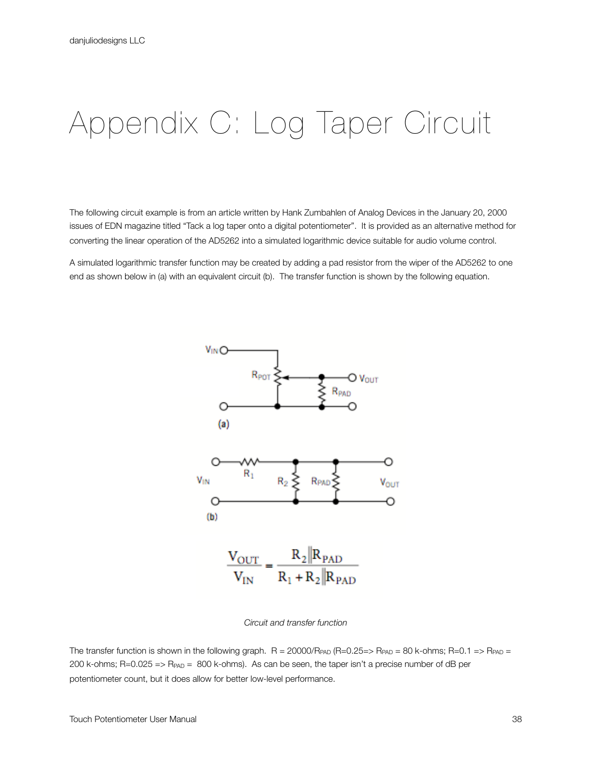# Appendix C: Log Taper Circuit

The following circuit example is from an article written by Hank Zumbahlen of Analog Devices in the January 20, 2000 issues of EDN magazine titled “Tack a log taper onto a digital potentiometer”. It is provided as an alternative method for converting the linear operation of the AD5262 into a simulated logarithmic device suitable for audio volume control.

A simulated logarithmic transfer function may be created by adding a pad resistor from the wiper of the AD5262 to one end as shown below in (a) with an equivalent circuit (b). The transfer function is shown by the following equation.

$V_{IN}$ $R_{POT}$ $V_{OUT}$ $R_{PAD}$

(a)

$R_1$ $V_{IN}$ $R_2$ $R_{PAD}$ $V_{OUT}$

(b)

$$\frac{V_{OUT}}{V_{IN}} = \frac{R_2 \| R_{PAD}}{R_1 + R_2 \| R_{PAD}}$$

*Circuit and transfer function*

The transfer function is shown in the following graph. R = 20000/$R_{PAD}$ (R=0.25=> $R_{PAD}$ = 80 k-ohms; R=0.1 => $R_{PAD}$ = 200 k-ohms; R=0.025 => $R_{PAD}$ = 800 k-ohms). As can be seen, the taper isn’t a precise number of dB per potentiometer count, but it does allow for better low-level performance.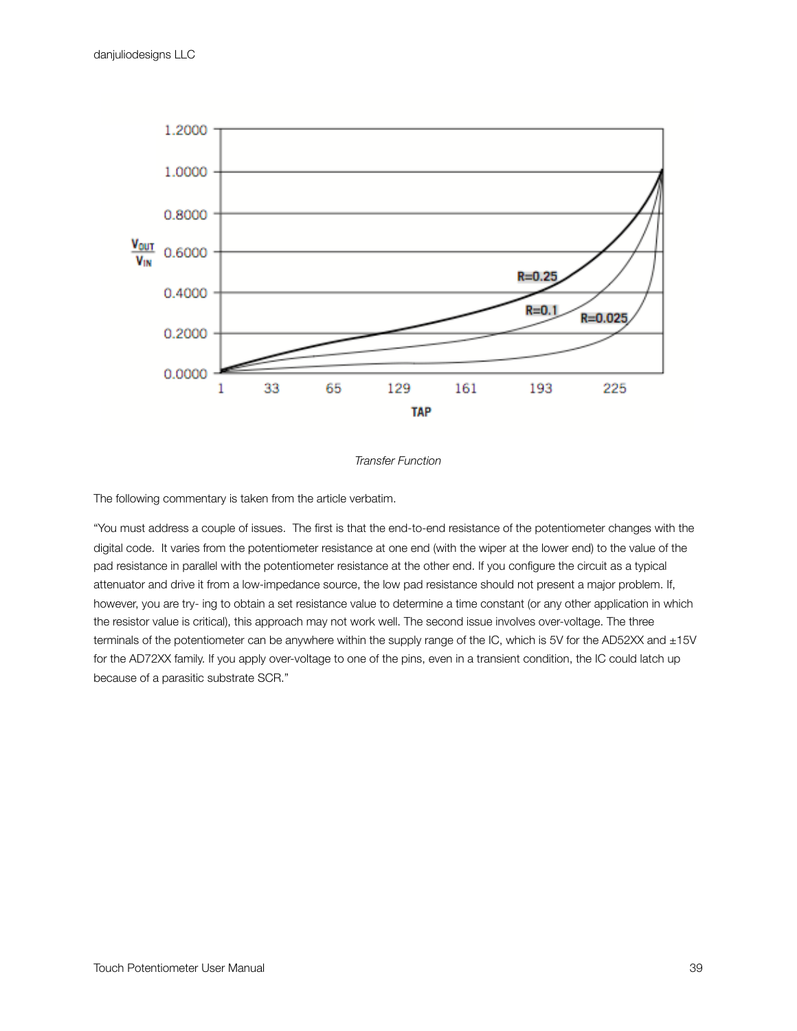*Transfer Function*

The following commentary is taken from the article verbatim.

"You must address a couple of issues.  The first is that the end-to-end resistance of the potentiometer changes with the digital code.  It varies from the potentiometer resistance at one end (with the wiper at the lower end) to the value of the pad resistance in parallel with the potentiometer resistance at the other end. If you configure the circuit as a typical attenuator and drive it from a low-impedance source, the low pad resistance should not present a major problem. If, however, you are try- ing to obtain a set resistance value to determine a time constant (or any other application in which the resistor value is critical), this approach may not work well. The second issue involves over-voltage. The three terminals of the potentiometer can be anywhere within the supply range of the IC, which is 5V for the AD52XX and ±15V for the AD72XX family. If you apply over-voltage to one of the pins, even in a transient condition, the IC could latch up because of a parasitic substrate SCR."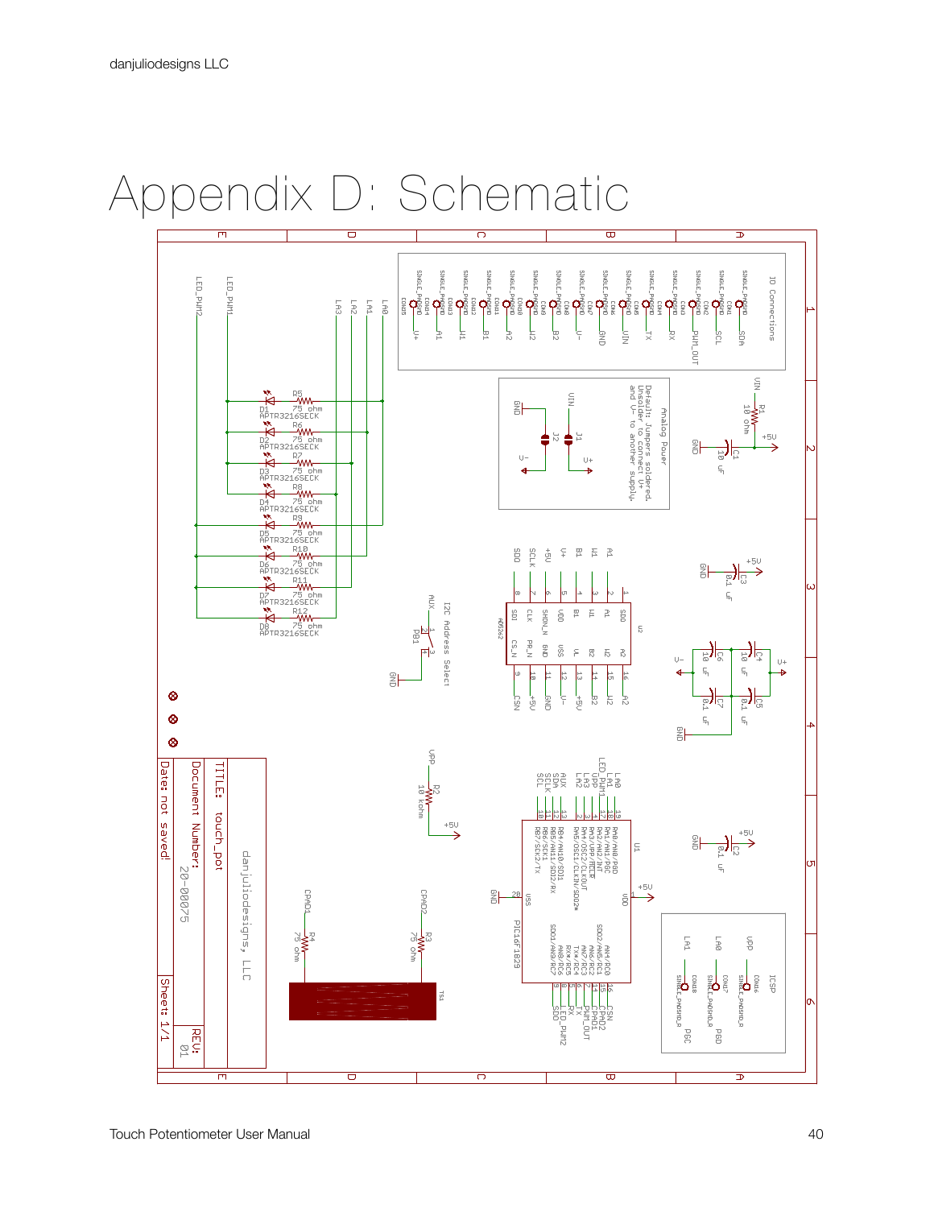# Appendix D: Schematic

E D C B A

1 2 3 4 5 6

IO Connections

SINGLE_PADSMD CON1 SDA
SINGLE_PADSMD CON2 SCL
SINGLE_PADSMD CON3 PWM_OUT
SINGLE_PADSMD CON4 RX
SINGLE_PADSMD CON5 TX
SINGLE_PADSMD CON6 VIN
SINGLE_PADSMD CON7 GND
SINGLE_PADSMD CON8 U-
SINGLE_PADSMD CON9 B2
SINGLE_PADSMD CON10 W2
SINGLE_PADSMD CON11 A2
SINGLE_PADSMD CON12 B1
SINGLE_PADSMD CON13 W1
SINGLE_PADSMD CON14 A1
SINGLE_PADSMD CON15 U+

VIN R1 10 ohm +5V C1 10 uF GND

Analog Power
Default: Jumpers soldered.
Unsolder to connect U+
and U- to another supply.

VIN J1 U+
GND J2 U-

LA0 LA1 LA2 LA3 LED_PWM1 LED_PWM2

D1 APTR3216SECK R5 75 ohm
D2 APTR3216SECK R6 75 ohm
D3 APTR3216SECK R7 75 ohm
D4 APTR3216SECK R8 75 ohm
D5 APTR3216SECK R9 75 ohm
D6 APTR3216SECK R10 75 ohm
D7 APTR3216SECK R11 75 ohm
D8 APTR3216SECK R12 75 ohm

+5V C3 0.1 uF GND

U2 AD5262
A1 2 A1 — A2 15 A2
W1 3 W1 — W2 14 W2
B1 4 B1 — B2 13 B2
U+ 5 VDD — VSS 12 U-
+5V 6 SHDN_N — GND 11 GND
SCLK 7 CLK — PR_N 10 +5V
SDO 8 SDI — CS_N 9 CSN
1 SDO — 16 A2

U+ C4 10 uF C5 0.1 uF
U- C6 10 uF C7 0.1 uF GND

I2C Address Select
AUX 1 2 3 PB1 GND

UPP R2 10 Kohm +5V

+5V C2 0.1 uF GND

U1 PIC16F1829
VDD 1 +5V
VSS 20 GND
LA0 19 RA0/AN0/PGD
LA1 18 RA1/AN1/PGC
LED_PWM1 17 RA2/AN2/INT
UPP 4 RA3/VPP/MCLR
LA3 3 RA4/OSC2/CLKOUT
LA2 2 RA5/OSC1/CLKIN/SDO2*
AUX 13 RB4/AN10/SDI1
SDA 12 RB5/AN11/SDI2/RX
SCLK 11 RB6/SCK1
SCL 10 RB7/SCK2/TX
CSN 16 AN4/RC0
CPAD2 15 SDO2/AN5/RC1
CPAD1 14 AN6/RC2
PWM_OUT 7 AN7/RC3
TX 6 TX*/RC4
RX 5 RX*/RC5
LED_PWM2 8 SDO1/AN8/RC6
SDO 9 AN9/RC7

CPAD1 R4 75 ohm
CPAD2 R3 75 ohm
TS1

ICSP
UPP CON16 SINGLE_PADSMD_P
LA0 CON17 SINGLE_PADSMD_P PBD
LA1 CON18 SINGLE_PADSMD_P PBC

danjuliodesigns, LLC
TITLE: touch_pot
Document Number: 20-00075
REV: 01
Date: not saved!
Sheet: 1/1